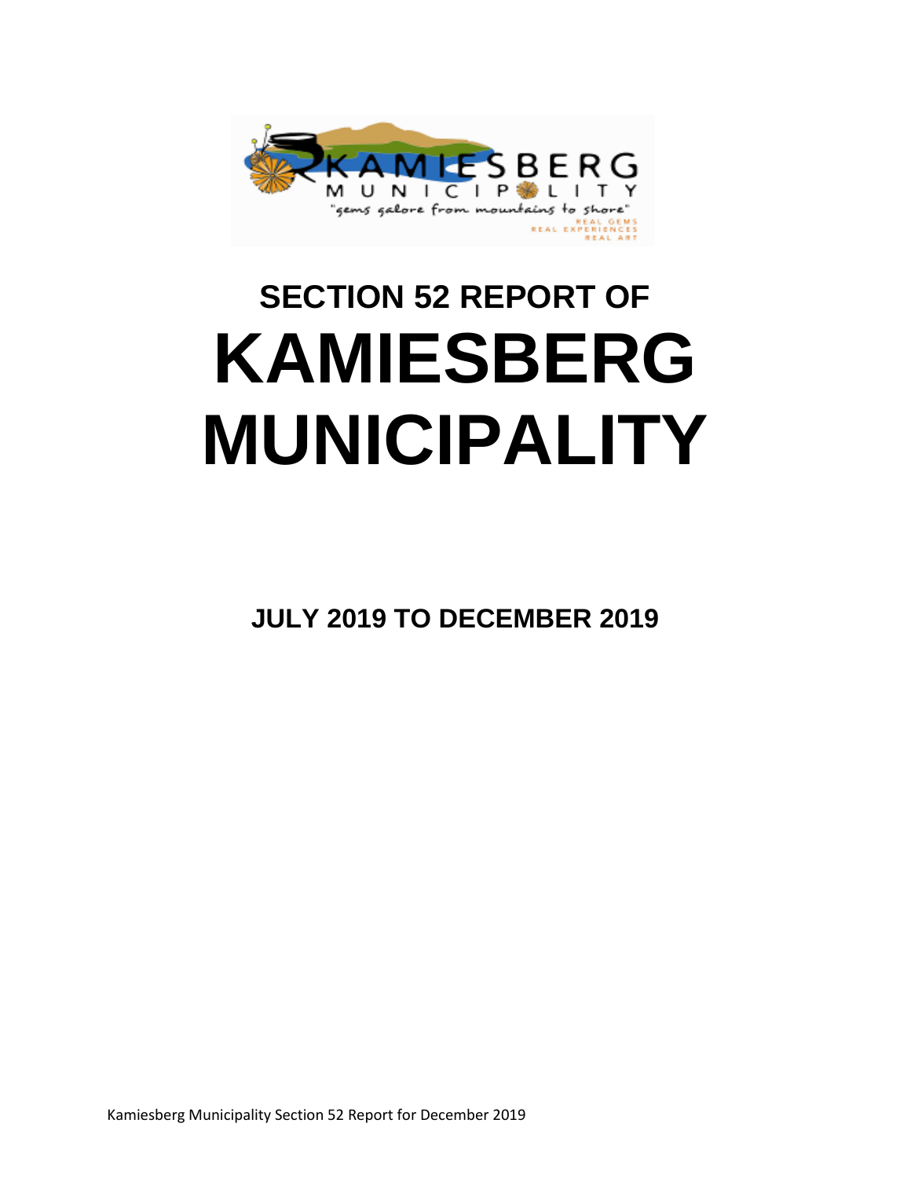# SECTION 52 REPORT OF

# KAMIESBERG MUNICIPALITY

**JULY 2019 TO DECEMBER 2019**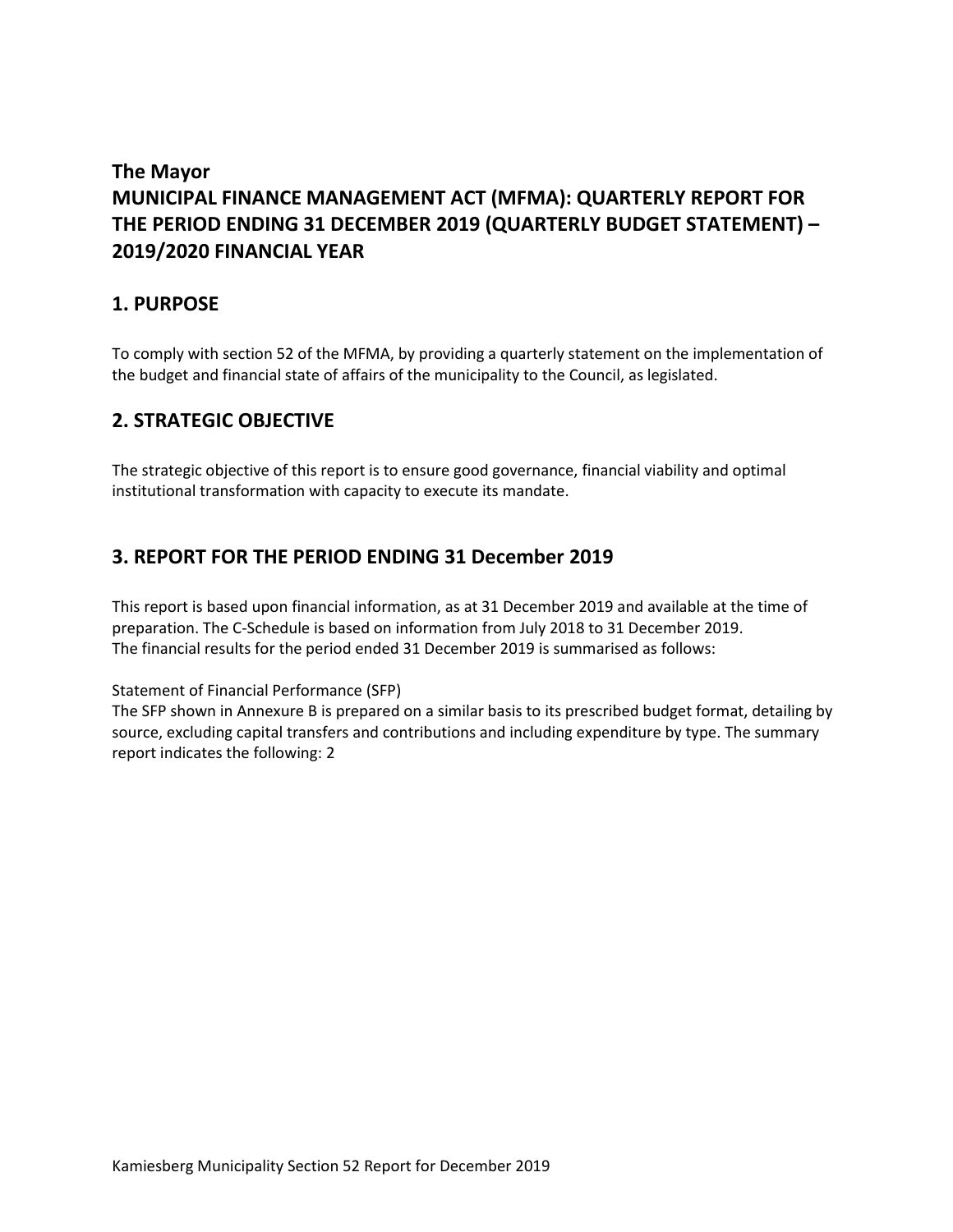**The Mayor**

**MUNICIPAL FINANCE MANAGEMENT ACT (MFMA): QUARTERLY REPORT FOR THE PERIOD ENDING 31 DECEMBER 2019 (QUARTERLY BUDGET STATEMENT) – 2019/2020 FINANCIAL YEAR**

## 1. PURPOSE

To comply with section 52 of the MFMA, by providing a quarterly statement on the implementation of the budget and financial state of affairs of the municipality to the Council, as legislated.

## 2. STRATEGIC OBJECTIVE

The strategic objective of this report is to ensure good governance, financial viability and optimal institutional transformation with capacity to execute its mandate.

## 3. REPORT FOR THE PERIOD ENDING 31 December 2019

This report is based upon financial information, as at 31 December 2019 and available at the time of preparation. The C-Schedule is based on information from July 2018 to 31 December 2019.
The financial results for the period ended 31 December 2019 is summarised as follows:

Statement of Financial Performance (SFP)
The SFP shown in Annexure B is prepared on a similar basis to its prescribed budget format, detailing by source, excluding capital transfers and contributions and including expenditure by type. The summary report indicates the following: 2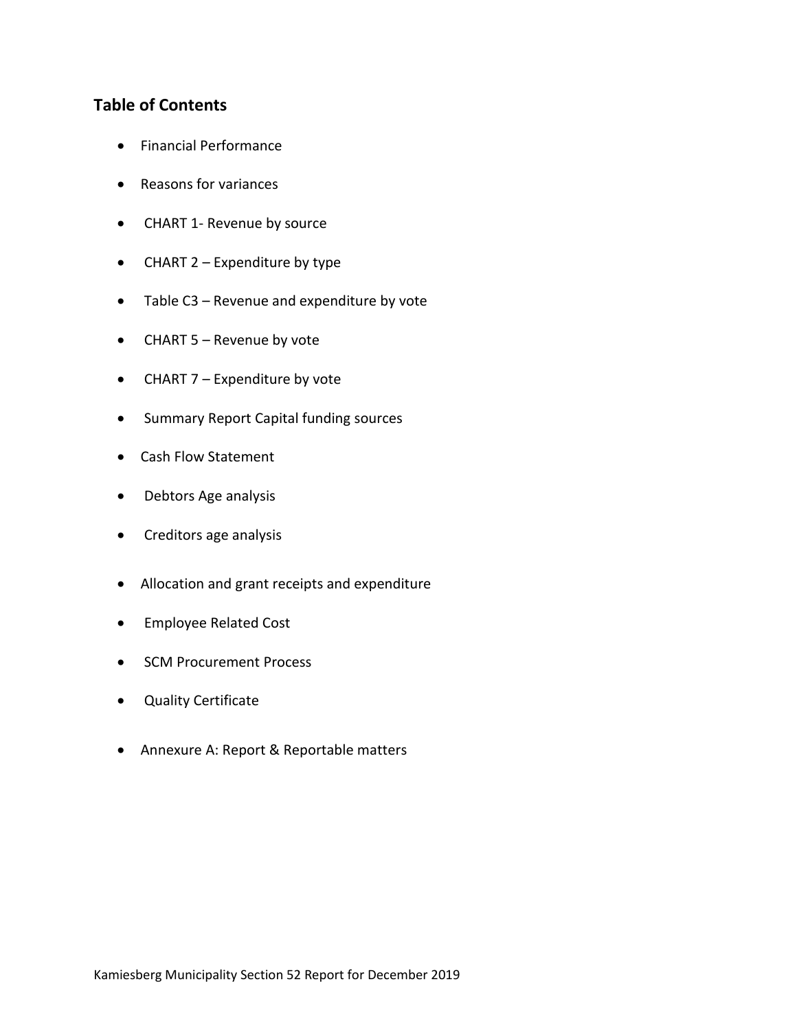## Table of Contents

- Financial Performance
- Reasons for variances
- CHART 1- Revenue by source
- CHART 2 – Expenditure by type
- Table C3 – Revenue and expenditure by vote
- CHART 5 – Revenue by vote
- CHART 7 – Expenditure by vote
- Summary Report Capital funding sources
- Cash Flow Statement
- Debtors Age analysis
- Creditors age analysis
- Allocation and grant receipts and expenditure
- Employee Related Cost
- SCM Procurement Process
- Quality Certificate
- Annexure A: Report & Reportable matters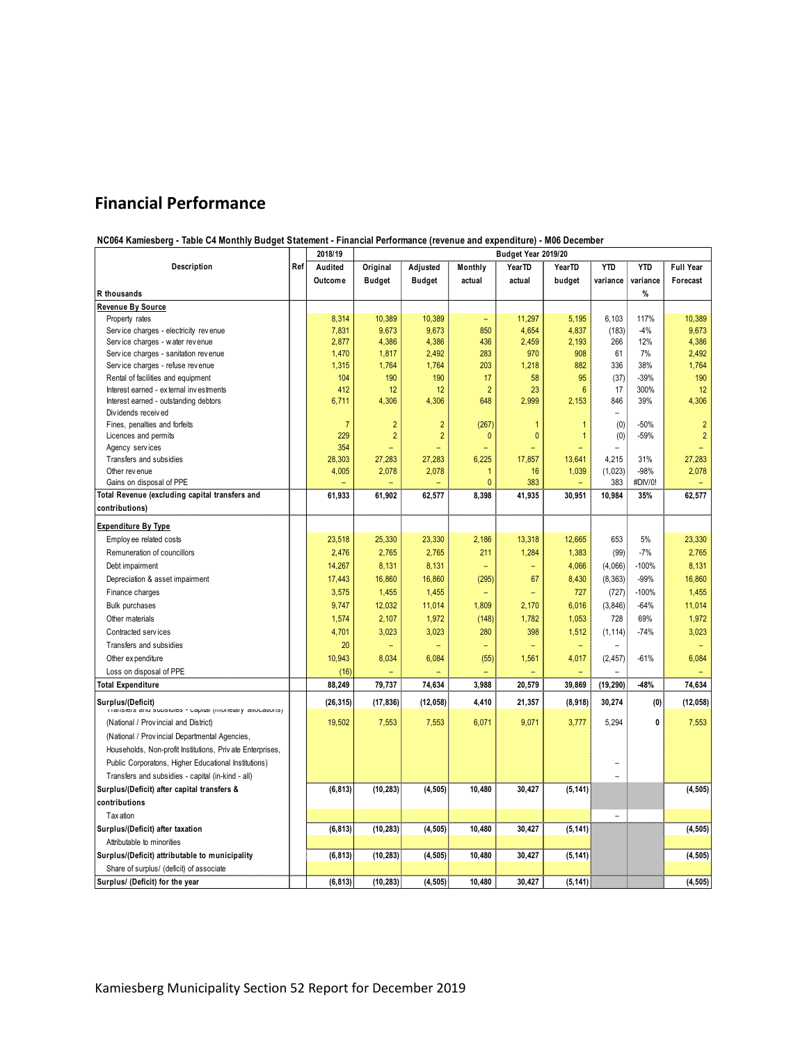## Financial Performance

**NC064 Kamiesberg - Table C4 Monthly Budget Statement - Financial Performance (revenue and expenditure) - M06 December**

| Description | Ref | 2018/19 | Budget Year 2019/20 | | | | | | | |
|---|---|---|---|---|---|---|---|---|---|---|
| | | Audited Outcome | Original Budget | Adjusted Budget | Monthly actual | YearTD actual | YearTD budget | YTD variance | YTD variance | Full Year Forecast |
| R thousands | | | | | | | | | % | |
| **Revenue By Source** | | | | | | | | | | |
| Property rates | | 8,314 | 10,389 | 10,389 | – | 11,297 | 5,195 | 6,103 | 117% | 10,389 |
| Service charges - electricity revenue | | 7,831 | 9,673 | 9,673 | 850 | 4,654 | 4,837 | (183) | -4% | 9,673 |
| Service charges - water revenue | | 2,877 | 4,386 | 4,386 | 436 | 2,459 | 2,193 | 266 | 12% | 4,386 |
| Service charges - sanitation revenue | | 1,470 | 1,817 | 2,492 | 283 | 970 | 908 | 61 | 7% | 2,492 |
| Service charges - refuse revenue | | 1,315 | 1,764 | 1,764 | 203 | 1,218 | 882 | 336 | 38% | 1,764 |
| Rental of facilities and equipment | | 104 | 190 | 190 | 17 | 58 | 95 | (37) | -39% | 190 |
| Interest earned - external investments | | 412 | 12 | 12 | 2 | 23 | 6 | 17 | 300% | 12 |
| Interest earned - outstanding debtors | | 6,711 | 4,306 | 4,306 | 648 | 2,999 | 2,153 | 846 | 39% | 4,306 |
| Dividends received | | | | | | | | – | | |
| Fines, penalties and forfeits | | 7 | 2 | 2 | (267) | 1 | 1 | (0) | -50% | 2 |
| Licences and permits | | 229 | 2 | 2 | 0 | 0 | 1 | (0) | -59% | 2 |
| Agency services | | 354 | – | – | – | – | – | – | | – |
| Transfers and subsidies | | 28,303 | 27,283 | 27,283 | 6,225 | 17,857 | 13,641 | 4,215 | 31% | 27,283 |
| Other revenue | | 4,005 | 2,078 | 2,078 | 1 | 16 | 1,039 | (1,023) | -98% | 2,078 |
| Gains on disposal of PPE | | – | – | – | 0 | 383 | – | 383 | #DIV/0! | – |
| **Total Revenue (excluding capital transfers and contributions)** | | **61,933** | **61,902** | **62,577** | **8,398** | **41,935** | **30,951** | **10,984** | **35%** | **62,577** |
| **Expenditure By Type** | | | | | | | | | | |
| Employee related costs | | 23,518 | 25,330 | 23,330 | 2,186 | 13,318 | 12,665 | 653 | 5% | 23,330 |
| Remuneration of councillors | | 2,476 | 2,765 | 2,765 | 211 | 1,284 | 1,383 | (99) | -7% | 2,765 |
| Debt impairment | | 14,267 | 8,131 | 8,131 | – | – | 4,066 | (4,066) | -100% | 8,131 |
| Depreciation & asset impairment | | 17,443 | 16,860 | 16,860 | (295) | 67 | 8,430 | (8,363) | -99% | 16,860 |
| Finance charges | | 3,575 | 1,455 | 1,455 | – | – | 727 | (727) | -100% | 1,455 |
| Bulk purchases | | 9,747 | 12,032 | 11,014 | 1,809 | 2,170 | 6,016 | (3,846) | -64% | 11,014 |
| Other materials | | 1,574 | 2,107 | 1,972 | (148) | 1,782 | 1,053 | 728 | 69% | 1,972 |
| Contracted services | | 4,701 | 3,023 | 3,023 | 280 | 398 | 1,512 | (1,114) | -74% | 3,023 |
| Transfers and subsidies | | 20 | – | – | – | – | – | – | | – |
| Other expenditure | | 10,943 | 8,034 | 6,084 | (55) | 1,561 | 4,017 | (2,457) | -61% | 6,084 |
| Loss on disposal of PPE | | (16) | – | – | – | – | – | – | | – |
| **Total Expenditure** | | **88,249** | **79,737** | **74,634** | **3,988** | **20,579** | **39,869** | **(19,290)** | **-48%** | **74,634** |
| **Surplus/(Deficit)** | | **(26,315)** | **(17,836)** | **(12,058)** | **4,410** | **21,357** | **(8,918)** | **30,274** | **(0)** | **(12,058)** |
| Transfers and subsidies - capital (monetary allocations) (National / Provincial and District) | | 19,502 | 7,553 | 7,553 | 6,071 | 9,071 | 3,777 | 5,294 | 0 | 7,553 |
| (National / Provincial Departmental Agencies, Households, Non-profit Institutions, Private Enterprises, Public Corporatons, Higher Educational Institutions) | | | | | | | | – | | |
| Transfers and subsidies - capital (in-kind - all) | | | | | | | | – | | |
| **Surplus/(Deficit) after capital transfers & contributions** | | **(6,813)** | **(10,283)** | **(4,505)** | **10,480** | **30,427** | **(5,141)** | | | **(4,505)** |
| Taxation | | | | | | | | – | | |
| **Surplus/(Deficit) after taxation** | | **(6,813)** | **(10,283)** | **(4,505)** | **10,480** | **30,427** | **(5,141)** | | | **(4,505)** |
| Attributable to minorities | | | | | | | | | | |
| **Surplus/(Deficit) attributable to municipality** | | **(6,813)** | **(10,283)** | **(4,505)** | **10,480** | **30,427** | **(5,141)** | | | **(4,505)** |
| Share of surplus/ (deficit) of associate | | | | | | | | | | |
| **Surplus/ (Deficit) for the year** | | **(6,813)** | **(10,283)** | **(4,505)** | **10,480** | **30,427** | **(5,141)** | | | **(4,505)** |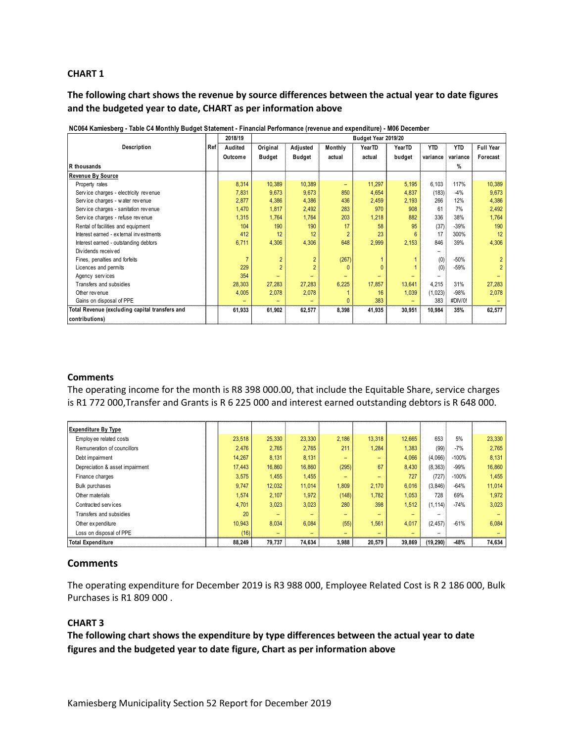**CHART 1**

**The following chart shows the revenue by source differences between the actual year to date figures and the budgeted year to date, CHART as per information above**

**NC064 Kamiesberg - Table C4 Monthly Budget Statement - Financial Performance (revenue and expenditure) - M06 December**

| Description | Ref | 2018/19 | Budget Year 2019/20 | | | | | | | |
|---|---|---|---|---|---|---|---|---|---|---|
| | | Audited Outcome | Original Budget | Adjusted Budget | Monthly actual | YearTD actual | YearTD budget | YTD variance | YTD variance | Full Year Forecast |
| R thousands | | | | | | | | | % | |
| **Revenue By Source** | | | | | | | | | | |
| Property rates | | 8,314 | 10,389 | 10,389 | – | 11,297 | 5,195 | 6,103 | 117% | 10,389 |
| Service charges - electricity revenue | | 7,831 | 9,673 | 9,673 | 850 | 4,654 | 4,837 | (183) | -4% | 9,673 |
| Service charges - water revenue | | 2,877 | 4,386 | 4,386 | 436 | 2,459 | 2,193 | 266 | 12% | 4,386 |
| Service charges - sanitation revenue | | 1,470 | 1,817 | 2,492 | 283 | 970 | 908 | 61 | 7% | 2,492 |
| Service charges - refuse revenue | | 1,315 | 1,764 | 1,764 | 203 | 1,218 | 882 | 336 | 38% | 1,764 |
| Rental of facilities and equipment | | 104 | 190 | 190 | 17 | 58 | 95 | (37) | -39% | 190 |
| Interest earned - external investments | | 412 | 12 | 12 | 2 | 23 | 6 | 17 | 300% | 12 |
| Interest earned - outstanding debtors | | 6,711 | 4,306 | 4,306 | 648 | 2,999 | 2,153 | 846 | 39% | 4,306 |
| Dividends received | | | | | | | | – | | |
| Fines, penalties and forfeits | | 7 | 2 | 2 | (267) | 1 | 1 | (0) | -50% | 2 |
| Licences and permits | | 229 | 2 | 2 | 0 | 0 | 1 | (0) | -59% | 2 |
| Agency services | | 354 | – | – | – | – | – | – | | – |
| Transfers and subsidies | | 28,303 | 27,283 | 27,283 | 6,225 | 17,857 | 13,641 | 4,215 | 31% | 27,283 |
| Other revenue | | 4,005 | 2,078 | 2,078 | 1 | 16 | 1,039 | (1,023) | -98% | 2,078 |
| Gains on disposal of PPE | | – | – | – | 0 | 383 | – | 383 | #DIV/0! | – |
| **Total Revenue (excluding capital transfers and contributions)** | | **61,933** | **61,902** | **62,577** | **8,398** | **41,935** | **30,951** | **10,984** | **35%** | **62,577** |

## Comments

The operating income for the month is R8 398 000.00, that include the Equitable Share, service charges is R1 772 000,Transfer and Grants is R 6 225 000 and interest earned outstanding debtors is R 648 000.

| Description | Ref | Audited Outcome | Original Budget | Adjusted Budget | Monthly actual | YearTD actual | YearTD budget | YTD variance | YTD variance % | Full Year Forecast |
|---|---|---|---|---|---|---|---|---|---|---|
| **Expenditure By Type** | | | | | | | | | | |
| Employee related costs | | 23,518 | 25,330 | 23,330 | 2,186 | 13,318 | 12,665 | 653 | 5% | 23,330 |
| Remuneration of councillors | | 2,476 | 2,765 | 2,765 | 211 | 1,284 | 1,383 | (99) | -7% | 2,765 |
| Debt impairment | | 14,267 | 8,131 | 8,131 | – | – | 4,066 | (4,066) | -100% | 8,131 |
| Depreciation & asset impairment | | 17,443 | 16,860 | 16,860 | (295) | 67 | 8,430 | (8,363) | -99% | 16,860 |
| Finance charges | | 3,575 | 1,455 | 1,455 | – | – | 727 | (727) | -100% | 1,455 |
| Bulk purchases | | 9,747 | 12,032 | 11,014 | 1,809 | 2,170 | 6,016 | (3,846) | -64% | 11,014 |
| Other materials | | 1,574 | 2,107 | 1,972 | (148) | 1,782 | 1,053 | 728 | 69% | 1,972 |
| Contracted services | | 4,701 | 3,023 | 3,023 | 280 | 398 | 1,512 | (1,114) | -74% | 3,023 |
| Transfers and subsidies | | 20 | – | – | – | – | – | – | | – |
| Other expenditure | | 10,943 | 8,034 | 6,084 | (55) | 1,561 | 4,017 | (2,457) | -61% | 6,084 |
| Loss on disposal of PPE | | (16) | – | – | – | – | – | – | | – |
| **Total Expenditure** | | **88,249** | **79,737** | **74,634** | **3,988** | **20,579** | **39,869** | **(19,290)** | **-48%** | **74,634** |

## Comments

The operating expenditure for December 2019 is R3 988 000, Employee Related Cost is R 2 186 000, Bulk Purchases is R1 809 000 .

**CHART 3**

**The following chart shows the expenditure by type differences between the actual year to date figures and the budgeted year to date figure, Chart as per information above**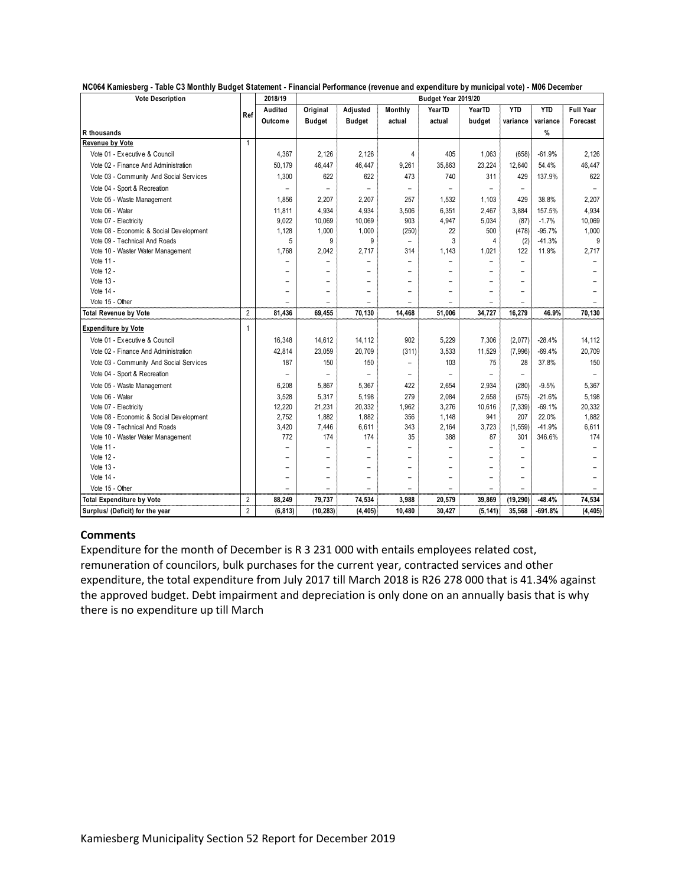**NC064 Kamiesberg - Table C3 Monthly Budget Statement - Financial Performance (revenue and expenditure by municipal vote) - M06 December**

| Vote Description | Ref | 2018/19 | Budget Year 2019/20 | | | | | | | |
|---|---|---|---|---|---|---|---|---|---|---|
| | | Audited Outcome | Original Budget | Adjusted Budget | Monthly actual | YearTD actual | YearTD budget | YTD variance | YTD variance | Full Year Forecast |
| R thousands | | | | | | | | | % | |
| **Revenue by Vote** | 1 | | | | | | | | | |
| Vote 01 - Executive & Council | | 4,367 | 2,126 | 2,126 | 4 | 405 | 1,063 | (658) | -61.9% | 2,126 |
| Vote 02 - Finance And Administration | | 50,179 | 46,447 | 46,447 | 9,261 | 35,863 | 23,224 | 12,640 | 54.4% | 46,447 |
| Vote 03 - Community And Social Services | | 1,300 | 622 | 622 | 473 | 740 | 311 | 429 | 137.9% | 622 |
| Vote 04 - Sport & Recreation | | – | – | – | – | – | – | – | | – |
| Vote 05 - Waste Management | | 1,856 | 2,207 | 2,207 | 257 | 1,532 | 1,103 | 429 | 38.8% | 2,207 |
| Vote 06 - Water | | 11,811 | 4,934 | 4,934 | 3,506 | 6,351 | 2,467 | 3,884 | 157.5% | 4,934 |
| Vote 07 - Electricity | | 9,022 | 10,069 | 10,069 | 903 | 4,947 | 5,034 | (87) | -1.7% | 10,069 |
| Vote 08 - Economic & Social Development | | 1,128 | 1,000 | 1,000 | (250) | 22 | 500 | (478) | -95.7% | 1,000 |
| Vote 09 - Technical And Roads | | 5 | 9 | 9 | – | 3 | 4 | (2) | -41.3% | 9 |
| Vote 10 - Waster Water Management | | 1,768 | 2,042 | 2,717 | 314 | 1,143 | 1,021 | 122 | 11.9% | 2,717 |
| Vote 11 - | | – | – | – | – | – | – | – | | – |
| Vote 12 - | | – | – | – | – | – | – | – | | – |
| Vote 13 - | | – | – | – | – | – | – | – | | – |
| Vote 14 - | | – | – | – | – | – | – | – | | – |
| Vote 15 - Other | | – | – | – | – | – | – | – | | – |
| **Total Revenue by Vote** | 2 | **81,436** | **69,455** | **70,130** | **14,468** | **51,006** | **34,727** | **16,279** | **46.9%** | **70,130** |
| **Expenditure by Vote** | 1 | | | | | | | | | |
| Vote 01 - Executive & Council | | 16,348 | 14,612 | 14,112 | 902 | 5,229 | 7,306 | (2,077) | -28.4% | 14,112 |
| Vote 02 - Finance And Administration | | 42,814 | 23,059 | 20,709 | (311) | 3,533 | 11,529 | (7,996) | -69.4% | 20,709 |
| Vote 03 - Community And Social Services | | 187 | 150 | 150 | – | 103 | 75 | 28 | 37.8% | 150 |
| Vote 04 - Sport & Recreation | | – | – | – | – | – | – | – | | – |
| Vote 05 - Waste Management | | 6,208 | 5,867 | 5,367 | 422 | 2,654 | 2,934 | (280) | -9.5% | 5,367 |
| Vote 06 - Water | | 3,528 | 5,317 | 5,198 | 279 | 2,084 | 2,658 | (575) | -21.6% | 5,198 |
| Vote 07 - Electricity | | 12,220 | 21,231 | 20,332 | 1,962 | 3,276 | 10,616 | (7,339) | -69.1% | 20,332 |
| Vote 08 - Economic & Social Development | | 2,752 | 1,882 | 1,882 | 356 | 1,148 | 941 | 207 | 22.0% | 1,882 |
| Vote 09 - Technical And Roads | | 3,420 | 7,446 | 6,611 | 343 | 2,164 | 3,723 | (1,559) | -41.9% | 6,611 |
| Vote 10 - Waster Water Management | | 772 | 174 | 174 | 35 | 388 | 87 | 301 | 346.6% | 174 |
| Vote 11 - | | – | – | – | – | – | – | – | | – |
| Vote 12 - | | – | – | – | – | – | – | – | | – |
| Vote 13 - | | – | – | – | – | – | – | – | | – |
| Vote 14 - | | – | – | – | – | – | – | – | | – |
| Vote 15 - Other | | – | – | – | – | – | – | – | | – |
| **Total Expenditure by Vote** | 2 | **88,249** | **79,737** | **74,534** | **3,988** | **20,579** | **39,869** | **(19,290)** | **-48.4%** | **74,534** |
| **Surplus/ (Deficit) for the year** | 2 | **(6,813)** | **(10,283)** | **(4,405)** | **10,480** | **30,427** | **(5,141)** | **35,568** | **-691.8%** | **(4,405)** |

## Comments

Expenditure for the month of December is R 3 231 000 with entails employees related cost, remuneration of councilors, bulk purchases for the current year, contracted services and other expenditure, the total expenditure from July 2017 till March 2018 is R26 278 000 that is 41.34% against the approved budget. Debt impairment and depreciation is only done on an annually basis that is why there is no expenditure up till March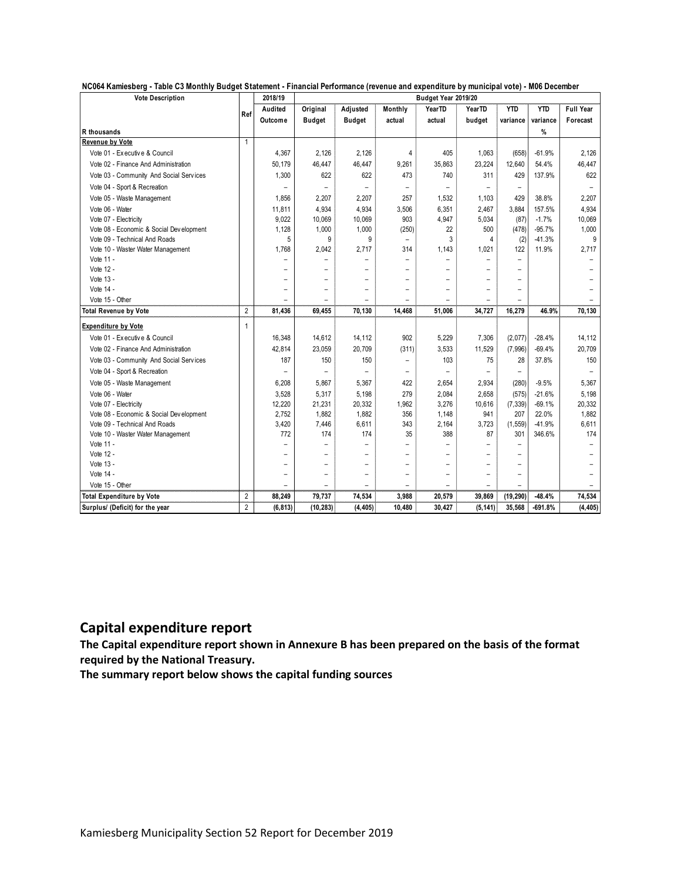**NC064 Kamiesberg - Table C3 Monthly Budget Statement - Financial Performance (revenue and expenditure by municipal vote) - M06 December**

| Vote Description | Ref | 2018/19 | Budget Year 2019/20 | | | | | | | |
|---|---|---|---|---|---|---|---|---|---|---|
| | | Audited Outcome | Original Budget | Adjusted Budget | Monthly actual | YearTD actual | YearTD budget | YTD variance | YTD variance | Full Year Forecast |
| R thousands | | | | | | | | | % | |
| **Revenue by Vote** | 1 | | | | | | | | | |
| Vote 01 - Executive & Council | | 4,367 | 2,126 | 2,126 | 4 | 405 | 1,063 | (658) | -61.9% | 2,126 |
| Vote 02 - Finance And Administration | | 50,179 | 46,447 | 46,447 | 9,261 | 35,863 | 23,224 | 12,640 | 54.4% | 46,447 |
| Vote 03 - Community And Social Services | | 1,300 | 622 | 622 | 473 | 740 | 311 | 429 | 137.9% | 622 |
| Vote 04 - Sport & Recreation | | – | – | – | – | – | – | – | | – |
| Vote 05 - Waste Management | | 1,856 | 2,207 | 2,207 | 257 | 1,532 | 1,103 | 429 | 38.8% | 2,207 |
| Vote 06 - Water | | 11,811 | 4,934 | 4,934 | 3,506 | 6,351 | 2,467 | 3,884 | 157.5% | 4,934 |
| Vote 07 - Electricity | | 9,022 | 10,069 | 10,069 | 903 | 4,947 | 5,034 | (87) | -1.7% | 10,069 |
| Vote 08 - Economic & Social Development | | 1,128 | 1,000 | 1,000 | (250) | 22 | 500 | (478) | -95.7% | 1,000 |
| Vote 09 - Technical And Roads | | 5 | 9 | 9 | – | 3 | 4 | (2) | -41.3% | 9 |
| Vote 10 - Waster Water Management | | 1,768 | 2,042 | 2,717 | 314 | 1,143 | 1,021 | 122 | 11.9% | 2,717 |
| Vote 11 - | | – | – | – | – | – | – | – | | – |
| Vote 12 - | | – | – | – | – | – | – | – | | – |
| Vote 13 - | | – | – | – | – | – | – | – | | – |
| Vote 14 - | | – | – | – | – | – | – | – | | – |
| Vote 15 - Other | | – | – | – | – | – | – | – | | – |
| **Total Revenue by Vote** | 2 | **81,436** | **69,455** | **70,130** | **14,468** | **51,006** | **34,727** | **16,279** | **46.9%** | **70,130** |
| **Expenditure by Vote** | 1 | | | | | | | | | |
| Vote 01 - Executive & Council | | 16,348 | 14,612 | 14,112 | 902 | 5,229 | 7,306 | (2,077) | -28.4% | 14,112 |
| Vote 02 - Finance And Administration | | 42,814 | 23,059 | 20,709 | (311) | 3,533 | 11,529 | (7,996) | -69.4% | 20,709 |
| Vote 03 - Community And Social Services | | 187 | 150 | 150 | – | 103 | 75 | 28 | 37.8% | 150 |
| Vote 04 - Sport & Recreation | | – | – | – | – | – | – | – | | – |
| Vote 05 - Waste Management | | 6,208 | 5,867 | 5,367 | 422 | 2,654 | 2,934 | (280) | -9.5% | 5,367 |
| Vote 06 - Water | | 3,528 | 5,317 | 5,198 | 279 | 2,084 | 2,658 | (575) | -21.6% | 5,198 |
| Vote 07 - Electricity | | 12,220 | 21,231 | 20,332 | 1,962 | 3,276 | 10,616 | (7,339) | -69.1% | 20,332 |
| Vote 08 - Economic & Social Development | | 2,752 | 1,882 | 1,882 | 356 | 1,148 | 941 | 207 | 22.0% | 1,882 |
| Vote 09 - Technical And Roads | | 3,420 | 7,446 | 6,611 | 343 | 2,164 | 3,723 | (1,559) | -41.9% | 6,611 |
| Vote 10 - Waster Water Management | | 772 | 174 | 174 | 35 | 388 | 87 | 301 | 346.6% | 174 |
| Vote 11 - | | – | – | – | – | – | – | – | | – |
| Vote 12 - | | – | – | – | – | – | – | – | | – |
| Vote 13 - | | – | – | – | – | – | – | – | | – |
| Vote 14 - | | – | – | – | – | – | – | – | | – |
| Vote 15 - Other | | – | – | – | – | – | – | – | | – |
| **Total Expenditure by Vote** | 2 | **88,249** | **79,737** | **74,534** | **3,988** | **20,579** | **39,869** | **(19,290)** | **-48.4%** | **74,534** |
| **Surplus/ (Deficit) for the year** | 2 | **(6,813)** | **(10,283)** | **(4,405)** | **10,480** | **30,427** | **(5,141)** | **35,568** | **-691.8%** | **(4,405)** |

## Capital expenditure report

**The Capital expenditure report shown in Annexure B has been prepared on the basis of the format required by the National Treasury.**

**The summary report below shows the capital funding sources**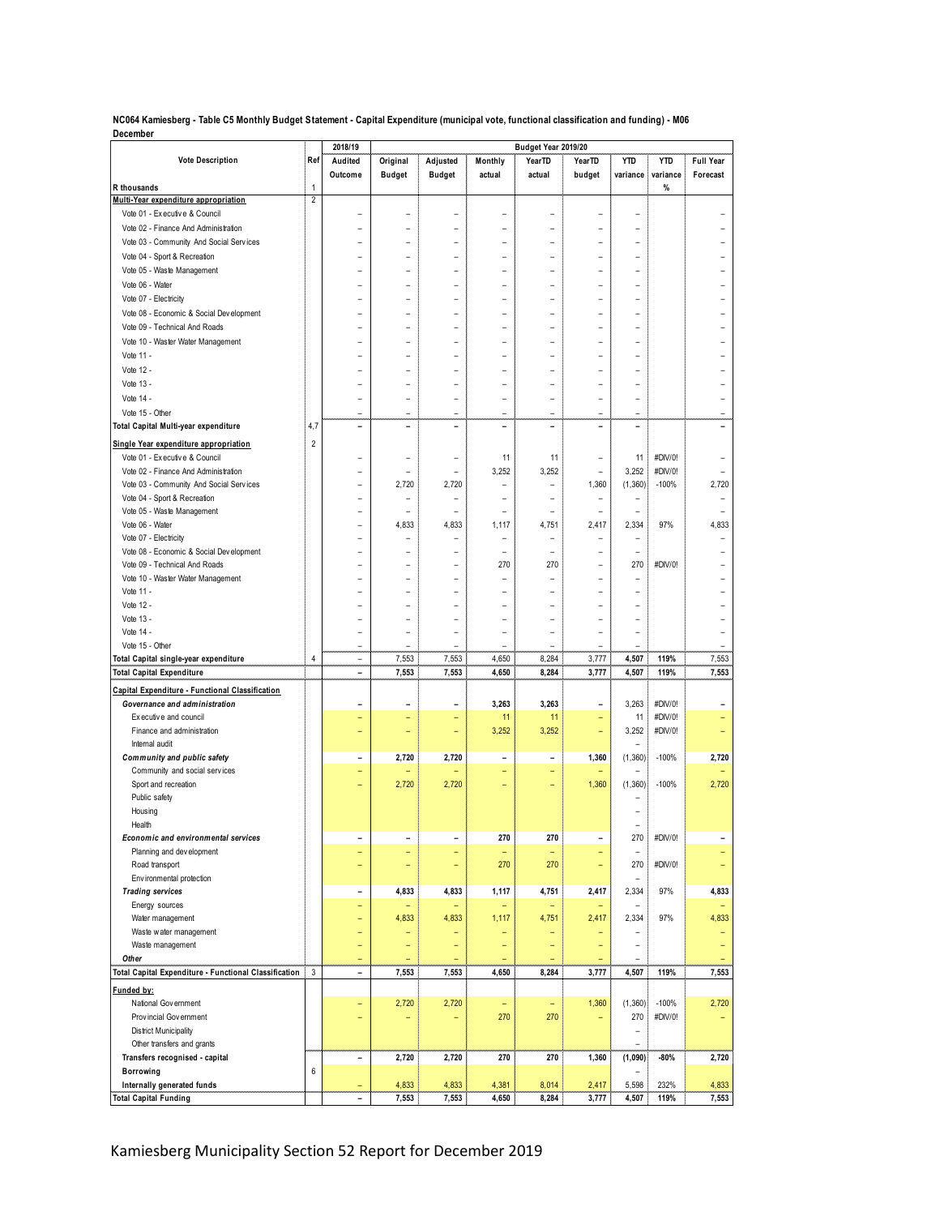**NC064 Kamiesberg - Table C5 Monthly Budget Statement - Capital Expenditure (municipal vote, functional classification and funding) - M06 December**

| Vote Description | Ref | 2018/19 Audited Outcome | Budget Year 2019/20 Original Budget | Adjusted Budget | Monthly actual | YearTD actual | YearTD budget | YTD variance | YTD variance % | Full Year Forecast |
|---|---|---|---|---|---|---|---|---|---|---|
| R thousands | 1 | | | | | | | | | |
| **Multi-Year expenditure appropriation** | 2 | | | | | | | | | |
| Vote 01 - Executive & Council | | – | – | – | – | – | – | – | | – |
| Vote 02 - Finance And Administration | | – | – | – | – | – | – | – | | – |
| Vote 03 - Community And Social Services | | – | – | – | – | – | – | – | | – |
| Vote 04 - Sport & Recreation | | – | – | – | – | – | – | – | | – |
| Vote 05 - Waste Management | | – | – | – | – | – | – | – | | – |
| Vote 06 - Water | | – | – | – | – | – | – | – | | – |
| Vote 07 - Electricity | | – | – | – | – | – | – | – | | – |
| Vote 08 - Economic & Social Development | | – | – | – | – | – | – | – | | – |
| Vote 09 - Technical And Roads | | – | – | – | – | – | – | – | | – |
| Vote 10 - Waster Water Management | | – | – | – | – | – | – | – | | – |
| Vote 11 - | | – | – | – | – | – | – | – | | – |
| Vote 12 - | | – | – | – | – | – | – | – | | – |
| Vote 13 - | | – | – | – | – | – | – | – | | – |
| Vote 14 - | | – | – | – | – | – | – | – | | – |
| Vote 15 - Other | | – | – | – | – | – | – | – | | – |
| **Total Capital Multi-year expenditure** | 4,7 | – | – | – | – | – | – | – | | – |
| **Single Year expenditure appropriation** | 2 | | | | | | | | | |
| Vote 01 - Executive & Council | | – | – | – | 11 | 11 | – | 11 | #DIV/0! | – |
| Vote 02 - Finance And Administration | | – | – | – | 3,252 | 3,252 | – | 3,252 | #DIV/0! | – |
| Vote 03 - Community And Social Services | | – | 2,720 | 2,720 | – | – | 1,360 | (1,360) | -100% | 2,720 |
| Vote 04 - Sport & Recreation | | – | – | – | – | – | – | – | | – |
| Vote 05 - Waste Management | | – | – | – | – | – | – | – | | – |
| Vote 06 - Water | | – | 4,833 | 4,833 | 1,117 | 4,751 | 2,417 | 2,334 | 97% | 4,833 |
| Vote 07 - Electricity | | – | – | – | – | – | – | – | | – |
| Vote 08 - Economic & Social Development | | – | – | – | – | – | – | – | | – |
| Vote 09 - Technical And Roads | | – | – | – | 270 | 270 | – | 270 | #DIV/0! | – |
| Vote 10 - Waster Water Management | | – | – | – | – | – | – | – | | – |
| Vote 11 - | | – | – | – | – | – | – | – | | – |
| Vote 12 - | | – | – | – | – | – | – | – | | – |
| Vote 13 - | | – | – | – | – | – | – | – | | – |
| Vote 14 - | | – | – | – | – | – | – | – | | – |
| Vote 15 - Other | | – | – | – | – | – | – | – | | – |
| **Total Capital single-year expenditure** | 4 | – | 7,553 | 7,553 | 4,650 | 8,284 | 3,777 | 4,507 | 119% | 7,553 |
| **Total Capital Expenditure** | | – | 7,553 | 7,553 | 4,650 | 8,284 | 3,777 | 4,507 | 119% | 7,553 |
| **Capital Expenditure - Functional Classification** | | | | | | | | | | |
| ***Governance and administration*** | | – | – | – | 3,263 | 3,263 | – | 3,263 | #DIV/0! | – |
| Executive and council | | – | – | – | 11 | 11 | – | 11 | #DIV/0! | – |
| Finance and administration | | – | – | – | 3,252 | 3,252 | – | 3,252 | #DIV/0! | – |
| Internal audit | | | | | | | | – | | |
| ***Community and public safety*** | | – | 2,720 | 2,720 | – | – | 1,360 | (1,360) | -100% | 2,720 |
| Community and social services | | – | – | – | – | – | – | – | | – |
| Sport and recreation | | – | 2,720 | 2,720 | – | – | 1,360 | (1,360) | -100% | 2,720 |
| Public safety | | | | | | | | – | | |
| Housing | | | | | | | | – | | |
| Health | | | | | | | | – | | |
| ***Economic and environmental services*** | | – | – | – | 270 | 270 | – | 270 | #DIV/0! | – |
| Planning and development | | – | – | – | – | – | – | – | | – |
| Road transport | | – | – | – | 270 | 270 | – | 270 | #DIV/0! | – |
| Environmental protection | | | | | | | | – | | |
| ***Trading services*** | | – | 4,833 | 4,833 | 1,117 | 4,751 | 2,417 | 2,334 | 97% | 4,833 |
| Energy sources | | – | – | – | – | – | – | – | | – |
| Water management | | – | 4,833 | 4,833 | 1,117 | 4,751 | 2,417 | 2,334 | 97% | 4,833 |
| Waste water management | | – | – | – | – | – | – | – | | – |
| Waste management | | – | – | – | – | – | – | – | | – |
| ***Other*** | | – | – | – | – | – | – | – | | – |
| **Total Capital Expenditure - Functional Classification** | 3 | – | 7,553 | 7,553 | 4,650 | 8,284 | 3,777 | 4,507 | 119% | 7,553 |
| **Funded by:** | | | | | | | | | | |
| National Government | | – | 2,720 | 2,720 | – | – | 1,360 | (1,360) | -100% | 2,720 |
| Provincial Government | | – | – | – | 270 | 270 | – | 270 | #DIV/0! | – |
| District Municipality | | | | | | | | – | | |
| Other transfers and grants | | | | | | | | – | | |
| **Transfers recognised - capital** | | – | 2,720 | 2,720 | 270 | 270 | 1,360 | (1,090) | -80% | 2,720 |
| **Borrowing** | 6 | | | | | | | – | | |
| **Internally generated funds** | | – | 4,833 | 4,833 | 4,381 | 8,014 | 2,417 | 5,598 | 232% | 4,833 |
| **Total Capital Funding** | | – | 7,553 | 7,553 | 4,650 | 8,284 | 3,777 | 4,507 | 119% | 7,553 |

Kamiesberg Municipality Section 52 Report for December 2019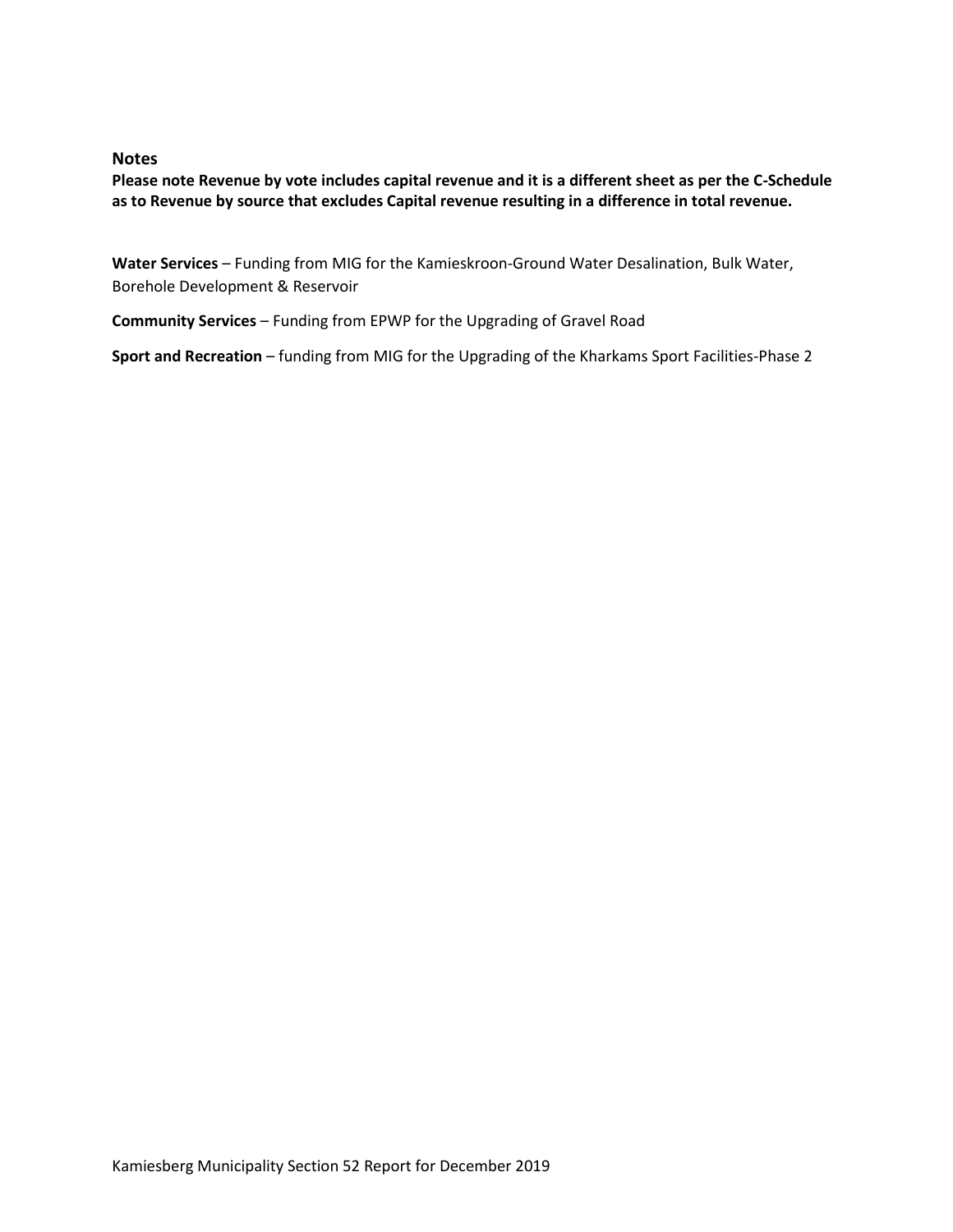## Notes

**Please note Revenue by vote includes capital revenue and it is a different sheet as per the C-Schedule as to Revenue by source that excludes Capital revenue resulting in a difference in total revenue.**

**Water Services** – Funding from MIG for the Kamieskroon-Ground Water Desalination, Bulk Water, Borehole Development & Reservoir

**Community Services** – Funding from EPWP for the Upgrading of Gravel Road

**Sport and Recreation** – funding from MIG for the Upgrading of the Kharkams Sport Facilities-Phase 2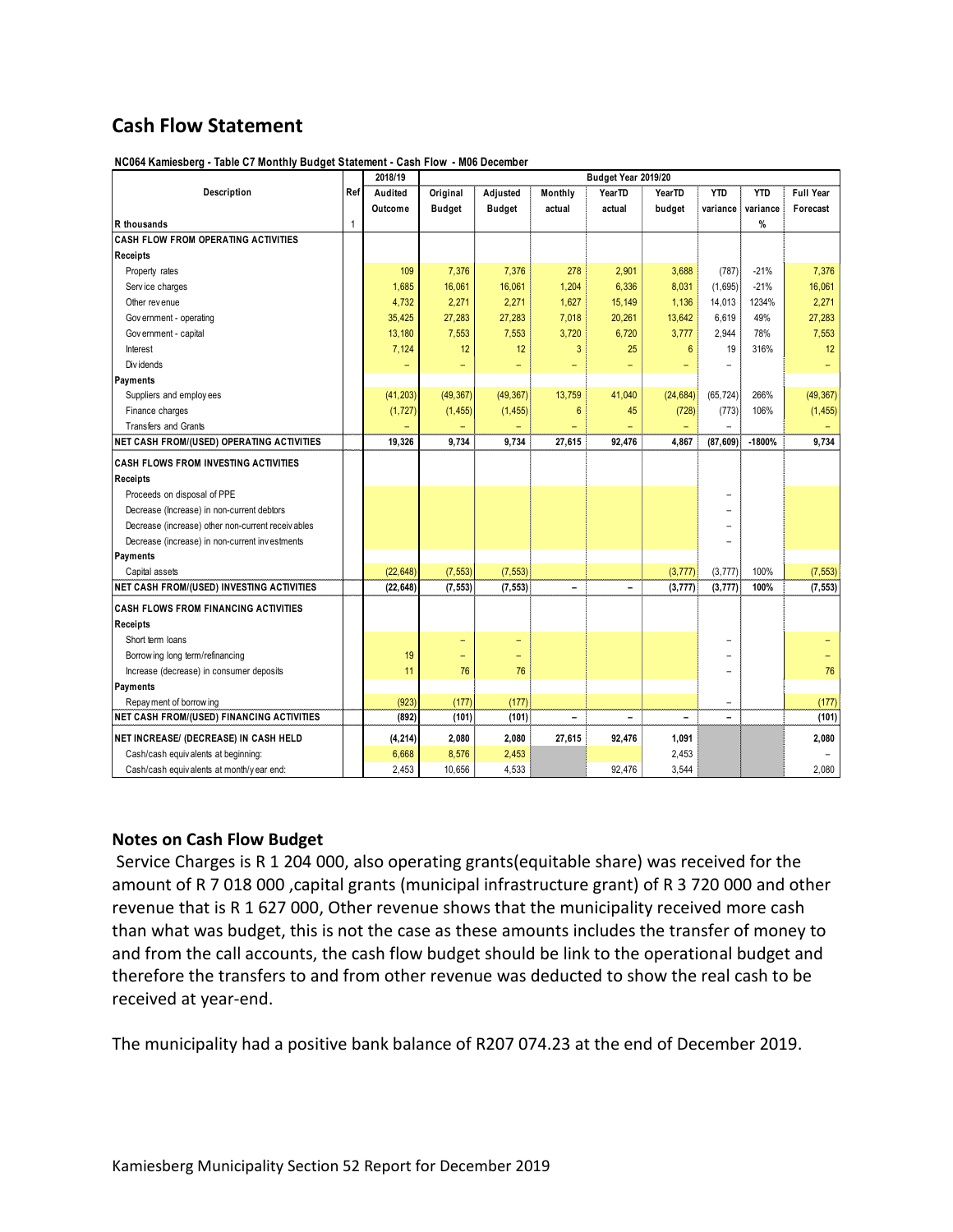## Cash Flow Statement

**NC064 Kamiesberg - Table C7 Monthly Budget Statement - Cash Flow - M06 December**

| Description | Ref | 2018/19 | Budget Year 2019/20 | | | | | | | |
|---|---|---|---|---|---|---|---|---|---|---|
| | | Audited Outcome | Original Budget | Adjusted Budget | Monthly actual | YearTD actual | YearTD budget | YTD variance | YTD variance | Full Year Forecast |
| R thousands | 1 | | | | | | | | % | |
| **CASH FLOW FROM OPERATING ACTIVITIES** | | | | | | | | | | |
| **Receipts** | | | | | | | | | | |
| Property rates | | 109 | 7,376 | 7,376 | 278 | 2,901 | 3,688 | (787) | -21% | 7,376 |
| Service charges | | 1,685 | 16,061 | 16,061 | 1,204 | 6,336 | 8,031 | (1,695) | -21% | 16,061 |
| Other revenue | | 4,732 | 2,271 | 2,271 | 1,627 | 15,149 | 1,136 | 14,013 | 1234% | 2,271 |
| Government - operating | | 35,425 | 27,283 | 27,283 | 7,018 | 20,261 | 13,642 | 6,619 | 49% | 27,283 |
| Government - capital | | 13,180 | 7,553 | 7,553 | 3,720 | 6,720 | 3,777 | 2,944 | 78% | 7,553 |
| Interest | | 7,124 | 12 | 12 | 3 | 25 | 6 | 19 | 316% | 12 |
| Dividends | | – | – | – | – | – | – | – | | – |
| **Payments** | | | | | | | | | | |
| Suppliers and employees | | (41,203) | (49,367) | (49,367) | 13,759 | 41,040 | (24,684) | (65,724) | 266% | (49,367) |
| Finance charges | | (1,727) | (1,455) | (1,455) | 6 | 45 | (728) | (773) | 106% | (1,455) |
| Transfers and Grants | | – | – | – | – | – | – | – | | – |
| **NET CASH FROM/(USED) OPERATING ACTIVITIES** | | **19,326** | **9,734** | **9,734** | **27,615** | **92,476** | **4,867** | **(87,609)** | **-1800%** | **9,734** |
| **CASH FLOWS FROM INVESTING ACTIVITIES** | | | | | | | | | | |
| **Receipts** | | | | | | | | | | |
| Proceeds on disposal of PPE | | | | | | | | – | | |
| Decrease (Increase) in non-current debtors | | | | | | | | – | | |
| Decrease (increase) other non-current receivables | | | | | | | | – | | |
| Decrease (increase) in non-current investments | | | | | | | | – | | |
| **Payments** | | | | | | | | | | |
| Capital assets | | (22,648) | (7,553) | (7,553) | | | (3,777) | (3,777) | 100% | (7,553) |
| **NET CASH FROM/(USED) INVESTING ACTIVITIES** | | **(22,648)** | **(7,553)** | **(7,553)** | **–** | **–** | **(3,777)** | **(3,777)** | **100%** | **(7,553)** |
| **CASH FLOWS FROM FINANCING ACTIVITIES** | | | | | | | | | | |
| **Receipts** | | | | | | | | | | |
| Short term loans | | | – | – | | | | – | | – |
| Borrowing long term/refinancing | | 19 | – | – | | | | – | | – |
| Increase (decrease) in consumer deposits | | 11 | 76 | 76 | | | | – | | 76 |
| **Payments** | | | | | | | | | | |
| Repayment of borrowing | | (923) | (177) | (177) | | | | – | | (177) |
| **NET CASH FROM/(USED) FINANCING ACTIVITIES** | | **(892)** | **(101)** | **(101)** | **–** | **–** | **–** | **–** | | **(101)** |
| **NET INCREASE/ (DECREASE) IN CASH HELD** | | **(4,214)** | **2,080** | **2,080** | **27,615** | **92,476** | **1,091** | | | **2,080** |
| Cash/cash equivalents at beginning: | | 6,668 | 8,576 | 2,453 | | | 2,453 | | | – |
| Cash/cash equivalents at month/year end: | | 2,453 | 10,656 | 4,533 | | 92,476 | 3,544 | | | 2,080 |

### Notes on Cash Flow Budget

Service Charges is R 1 204 000, also operating grants(equitable share) was received for the amount of R 7 018 000 ,capital grants (municipal infrastructure grant) of R 3 720 000 and other revenue that is R 1 627 000, Other revenue shows that the municipality received more cash than what was budget, this is not the case as these amounts includes the transfer of money to and from the call accounts, the cash flow budget should be link to the operational budget and therefore the transfers to and from other revenue was deducted to show the real cash to be received at year-end.

The municipality had a positive bank balance of R207 074.23 at the end of December 2019.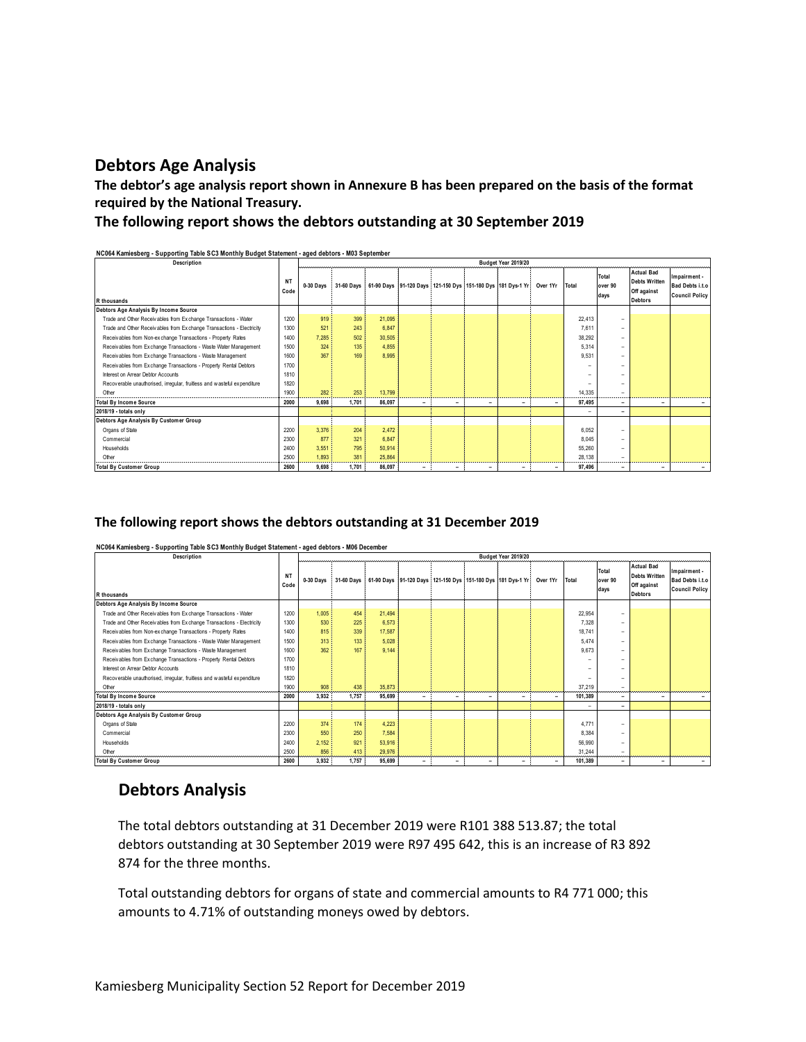## Debtors Age Analysis

**The debtor's age analysis report shown in Annexure B has been prepared on the basis of the format required by the National Treasury.**

**The following report shows the debtors outstanding at 30 September 2019**

**NC064 Kamiesberg - Supporting Table SC3 Monthly Budget Statement - aged debtors - M03 September**

| Description | | Budget Year 2019/20 | | | | | | | | | | | |
|---|---|---|---|---|---|---|---|---|---|---|---|---|---|
| R thousands | NT Code | 0-30 Days | 31-60 Days | 61-90 Days | 91-120 Days | 121-150 Dys | 151-180 Dys | 181 Dys-1 Yr | Over 1Yr | Total | Total over 90 days | Actual Bad Debts Written Off against Debtors | Impairment - Bad Debts i.t.o Council Policy |
| **Debtors Age Analysis By Income Source** | | | | | | | | | | | | | |
| Trade and Other Receivables from Exchange Transactions - Water | 1200 | 919 | 399 | 21,095 | | | | | | 22,413 | – | | |
| Trade and Other Receivables from Exchange Transactions - Electricity | 1300 | 521 | 243 | 6,847 | | | | | | 7,611 | – | | |
| Receivables from Non-exchange Transactions - Property Rates | 1400 | 7,285 | 502 | 30,505 | | | | | | 38,292 | – | | |
| Receivables from Exchange Transactions - Waste Water Management | 1500 | 324 | 135 | 4,855 | | | | | | 5,314 | – | | |
| Receivables from Exchange Transactions - Waste Management | 1600 | 367 | 169 | 8,995 | | | | | | 9,531 | – | | |
| Receivables from Exchange Transactions - Property Rental Debtors | 1700 | | | | | | | | | – | – | | |
| Interest on Arrear Debtor Accounts | 1810 | | | | | | | | | – | – | | |
| Recoverable unauthorised, irregular, fruitless and wasteful expenditure | 1820 | | | | | | | | | – | – | | |
| Other | 1900 | 282 | 253 | 13,799 | | | | | | 14,335 | – | | |
| **Total By Income Source** | **2000** | **9,698** | **1,701** | **86,097** | **–** | **–** | **–** | **–** | **–** | **97,495** | **–** | **–** | **–** |
| **2018/19 - totals only** | | | | | | | | | | – | – | | |
| **Debtors Age Analysis By Customer Group** | | | | | | | | | | | | | |
| Organs of State | 2200 | 3,376 | 204 | 2,472 | | | | | | 6,052 | – | | |
| Commercial | 2300 | 877 | 321 | 6,847 | | | | | | 8,045 | – | | |
| Households | 2400 | 3,551 | 795 | 50,914 | | | | | | 55,260 | – | | |
| Other | 2500 | 1,893 | 381 | 25,864 | | | | | | 28,138 | – | | |
| **Total By Customer Group** | **2600** | **9,698** | **1,701** | **86,097** | **–** | **–** | **–** | **–** | **–** | **97,496** | **–** | **–** | **–** |

**The following report shows the debtors outstanding at 31 December 2019**

**NC064 Kamiesberg - Supporting Table SC3 Monthly Budget Statement - aged debtors - M06 December**

| Description | | Budget Year 2019/20 | | | | | | | | | | | |
|---|---|---|---|---|---|---|---|---|---|---|---|---|---|
| R thousands | NT Code | 0-30 Days | 31-60 Days | 61-90 Days | 91-120 Days | 121-150 Dys | 151-180 Dys | 181 Dys-1 Yr | Over 1Yr | Total | Total over 90 days | Actual Bad Debts Written Off against Debtors | Impairment - Bad Debts i.t.o Council Policy |
| **Debtors Age Analysis By Income Source** | | | | | | | | | | | | | |
| Trade and Other Receivables from Exchange Transactions - Water | 1200 | 1,005 | 454 | 21,494 | | | | | | 22,954 | – | | |
| Trade and Other Receivables from Exchange Transactions - Electricity | 1300 | 530 | 225 | 6,573 | | | | | | 7,328 | – | | |
| Receivables from Non-exchange Transactions - Property Rates | 1400 | 815 | 339 | 17,587 | | | | | | 18,741 | – | | |
| Receivables from Exchange Transactions - Waste Water Management | 1500 | 313 | 133 | 5,028 | | | | | | 5,474 | – | | |
| Receivables from Exchange Transactions - Waste Management | 1600 | 362 | 167 | 9,144 | | | | | | 9,673 | – | | |
| Receivables from Exchange Transactions - Property Rental Debtors | 1700 | | | | | | | | | – | – | | |
| Interest on Arrear Debtor Accounts | 1810 | | | | | | | | | – | – | | |
| Recoverable unauthorised, irregular, fruitless and wasteful expenditure | 1820 | | | | | | | | | – | – | | |
| Other | 1900 | 908 | 438 | 35,873 | | | | | | 37,219 | – | | |
| **Total By Income Source** | **2000** | **3,932** | **1,757** | **95,699** | **–** | **–** | **–** | **–** | **–** | **101,389** | **–** | **–** | **–** |
| **2018/19 - totals only** | | | | | | | | | | – | – | | |
| **Debtors Age Analysis By Customer Group** | | | | | | | | | | | | | |
| Organs of State | 2200 | 374 | 174 | 4,223 | | | | | | 4,771 | – | | |
| Commercial | 2300 | 550 | 250 | 7,584 | | | | | | 8,384 | – | | |
| Households | 2400 | 2,152 | 921 | 53,916 | | | | | | 56,990 | – | | |
| Other | 2500 | 856 | 413 | 29,976 | | | | | | 31,244 | – | | |
| **Total By Customer Group** | **2600** | **3,932** | **1,757** | **95,699** | **–** | **–** | **–** | **–** | **–** | **101,389** | **–** | **–** | **–** |

## Debtors Analysis

The total debtors outstanding at 31 December 2019 were R101 388 513.87; the total debtors outstanding at 30 September 2019 were R97 495 642, this is an increase of R3 892 874 for the three months.

Total outstanding debtors for organs of state and commercial amounts to R4 771 000; this amounts to 4.71% of outstanding moneys owed by debtors.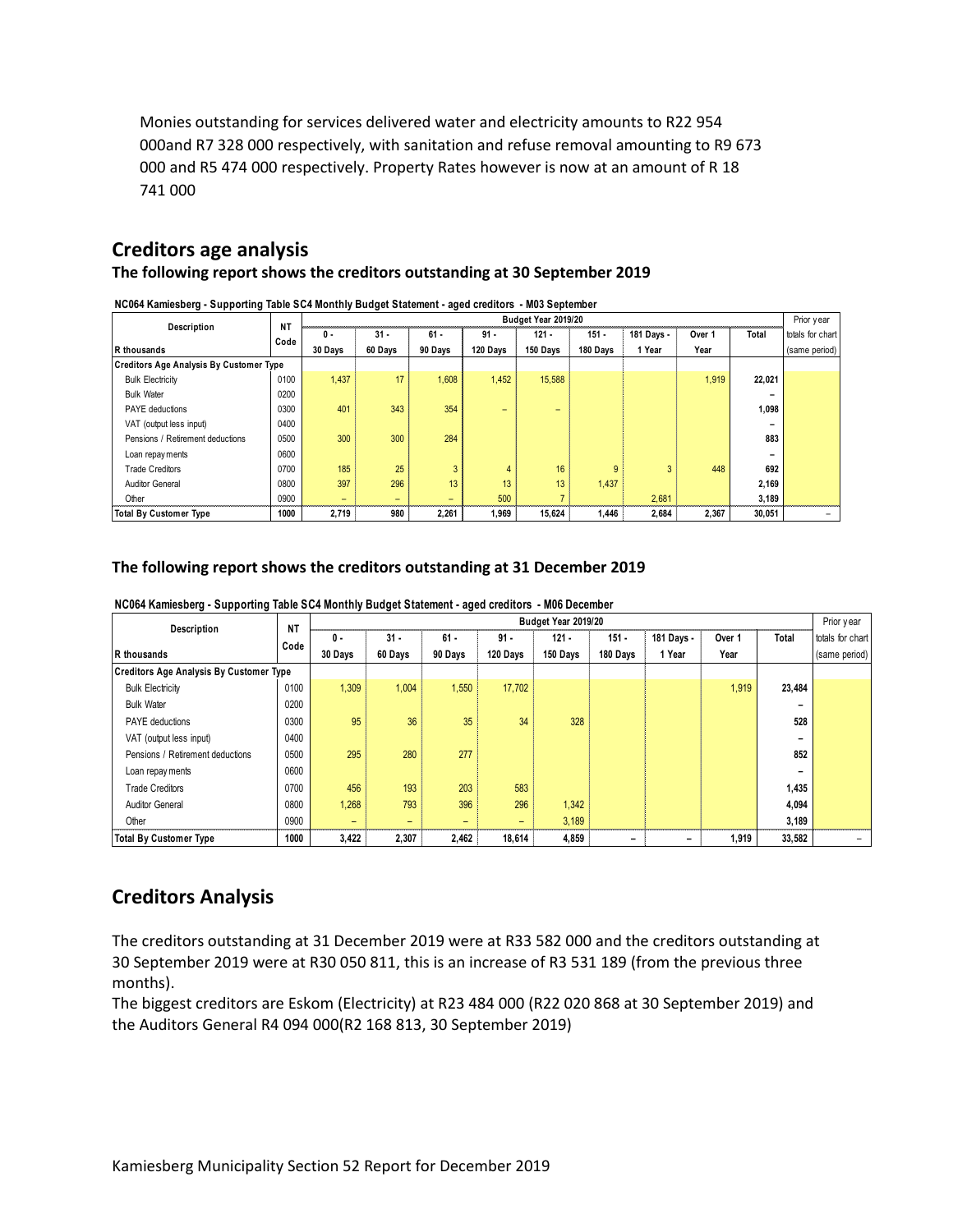Monies outstanding for services delivered water and electricity amounts to R22 954 000and R7 328 000 respectively, with sanitation and refuse removal amounting to R9 673 000 and R5 474 000 respectively. Property Rates however is now at an amount of R 18 741 000

## Creditors age analysis

### The following report shows the creditors outstanding at 30 September 2019

**NC064 Kamiesberg - Supporting Table SC4 Monthly Budget Statement - aged creditors - M03 September**

| Description | NT Code | Budget Year 2019/20 | | | | | | | | | Prior year |
|---|---|---|---|---|---|---|---|---|---|---|---|
| | | 0 - | 31 - | 61 - | 91 - | 121 - | 151 - | 181 Days - | Over 1 | Total | totals for chart |
| R thousands | | 30 Days | 60 Days | 90 Days | 120 Days | 150 Days | 180 Days | 1 Year | Year | | (same period) |
| **Creditors Age Analysis By Customer Type** | | | | | | | | | | | |
| Bulk Electricity | 0100 | 1,437 | 17 | 1,608 | 1,452 | 15,588 | | | 1,919 | 22,021 | |
| Bulk Water | 0200 | | | | | | | | | – | |
| PAYE deductions | 0300 | 401 | 343 | 354 | – | – | | | | 1,098 | |
| VAT (output less input) | 0400 | | | | | | | | | – | |
| Pensions / Retirement deductions | 0500 | 300 | 300 | 284 | | | | | | 883 | |
| Loan repayments | 0600 | | | | | | | | | – | |
| Trade Creditors | 0700 | 185 | 25 | 3 | 4 | 16 | 9 | 3 | 448 | 692 | |
| Auditor General | 0800 | 397 | 296 | 13 | 13 | 13 | 1,437 | | | 2,169 | |
| Other | 0900 | – | – | – | 500 | 7 | | 2,681 | | 3,189 | |
| **Total By Customer Type** | **1000** | **2,719** | **980** | **2,261** | **1,969** | **15,624** | **1,446** | **2,684** | **2,367** | **30,051** | – |

### The following report shows the creditors outstanding at 31 December 2019

**NC064 Kamiesberg - Supporting Table SC4 Monthly Budget Statement - aged creditors - M06 December**

| Description | NT Code | Budget Year 2019/20 | | | | | | | | | Prior year |
|---|---|---|---|---|---|---|---|---|---|---|---|
| | | 0 - | 31 - | 61 - | 91 - | 121 - | 151 - | 181 Days - | Over 1 | Total | totals for chart |
| R thousands | | 30 Days | 60 Days | 90 Days | 120 Days | 150 Days | 180 Days | 1 Year | Year | | (same period) |
| **Creditors Age Analysis By Customer Type** | | | | | | | | | | | |
| Bulk Electricity | 0100 | 1,309 | 1,004 | 1,550 | 17,702 | | | | 1,919 | 23,484 | |
| Bulk Water | 0200 | | | | | | | | | – | |
| PAYE deductions | 0300 | 95 | 36 | 35 | 34 | 328 | | | | 528 | |
| VAT (output less input) | 0400 | | | | | | | | | – | |
| Pensions / Retirement deductions | 0500 | 295 | 280 | 277 | | | | | | 852 | |
| Loan repayments | 0600 | | | | | | | | | – | |
| Trade Creditors | 0700 | 456 | 193 | 203 | 583 | | | | | 1,435 | |
| Auditor General | 0800 | 1,268 | 793 | 396 | 296 | 1,342 | | | | 4,094 | |
| Other | 0900 | – | – | – | – | 3,189 | | | | 3,189 | |
| **Total By Customer Type** | **1000** | **3,422** | **2,307** | **2,462** | **18,614** | **4,859** | **–** | **–** | **1,919** | **33,582** | – |

## Creditors Analysis

The creditors outstanding at 31 December 2019 were at R33 582 000 and the creditors outstanding at 30 September 2019 were at R30 050 811, this is an increase of R3 531 189 (from the previous three months).

The biggest creditors are Eskom (Electricity) at R23 484 000 (R22 020 868 at 30 September 2019) and the Auditors General R4 094 000(R2 168 813, 30 September 2019)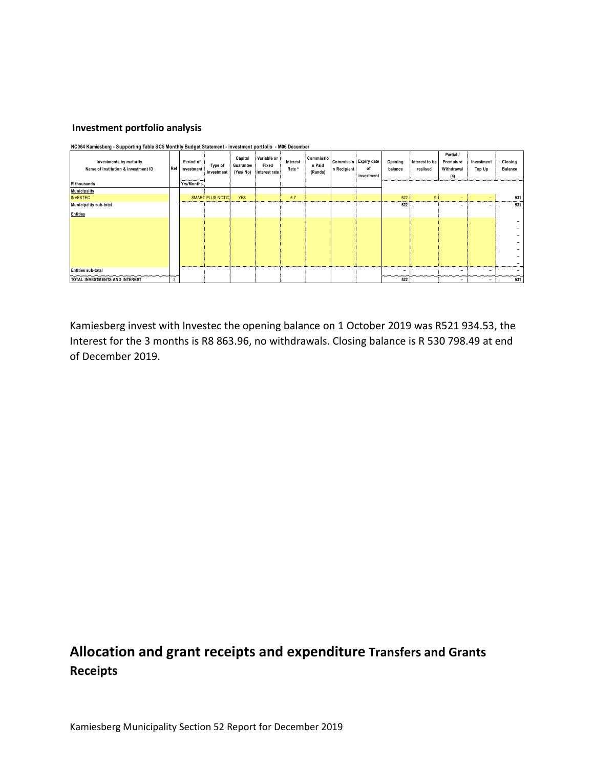**Investment portfolio analysis**

**NC064 Kamiesberg - Supporting Table SC5 Monthly Budget Statement - investment portfolio - M06 December**

| Investments by maturity<br>Name of institution & investment ID | Ref | Period of Investment | Type of Investment | Capital Guarantee (Yes/ No) | Variable or Fixed interest rate | Interest Rate ³ | Commission Paid (Rands) | Commission Recipient | Expiry date of investment | Opening balance | Interest to be realised | Partial / Premature Withdrawal (4) | Investment Top Up | Closing Balance |
|---|---|---|---|---|---|---|---|---|---|---|---|---|---|---|
| R thousands | | Yrs/Months | | | | | | | | | | | | |
| **Municipality** | | | | | | | | | | | | | | |
| INVESTEC | | | SMART PLUS NOTIC | YES | | 6.7 | | | | 522 | 9 | – | – | 531 |
| **Municipality sub-total** | | | | | | | | | | 522 | | – | – | 531 |
| **Entities** | | | | | | | | | | | | | | |
| | | | | | | | | | | | | | | – |
| | | | | | | | | | | | | | | – |
| | | | | | | | | | | | | | | – |
| | | | | | | | | | | | | | | – |
| | | | | | | | | | | | | | | – |
| | | | | | | | | | | | | | | – |
| | | | | | | | | | | | | | | – |
| **Entities sub-total** | | | | | | | | | | – | | – | – | – |
| **TOTAL INVESTMENTS AND INTEREST** | 2 | | | | | | | | | 522 | | – | – | 531 |

Kamiesberg invest with Investec the opening balance on 1 October 2019 was R521 934.53, the Interest for the 3 months is R8 863.96, no withdrawals. Closing balance is R 530 798.49 at end of December 2019.

## Allocation and grant receipts and expenditure **Transfers and Grants Receipts**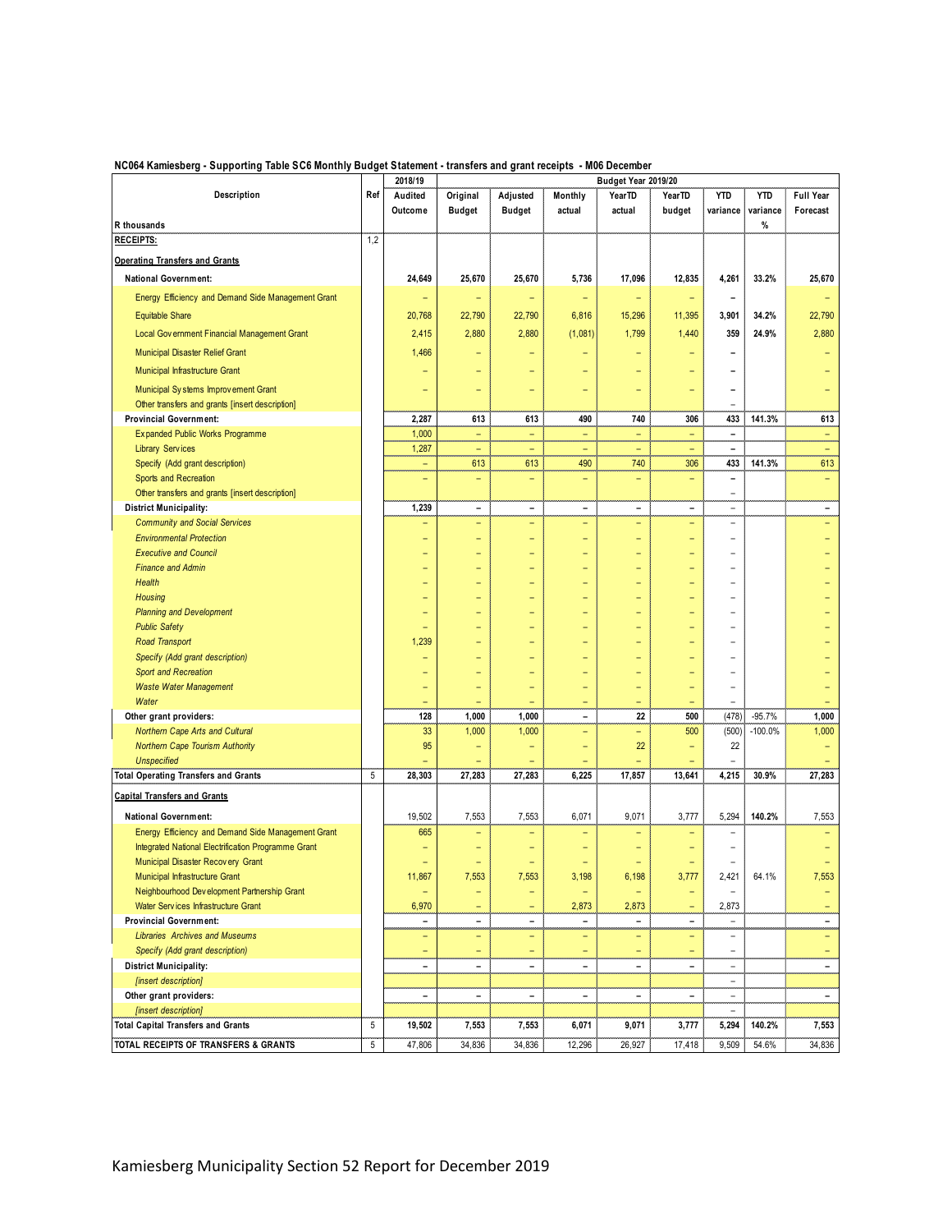**NC064 Kamiesberg - Supporting Table SC6 Monthly Budget Statement - transfers and grant receipts - M06 December**

| Description | Ref | 2018/19 | Budget Year 2019/20 | | | | | | | |
|---|---|---|---|---|---|---|---|---|---|---|
| | | Audited Outcome | Original Budget | Adjusted Budget | Monthly actual | YearTD actual | YearTD budget | YTD variance | YTD variance | Full Year Forecast |
| R thousands | | | | | | | | | % | |
| **RECEIPTS:** | 1,2 | | | | | | | | | |
| **Operating Transfers and Grants** | | | | | | | | | | |
| **National Government:** | | 24,649 | 25,670 | 25,670 | 5,736 | 17,096 | 12,835 | 4,261 | 33.2% | 25,670 |
| Energy Efficiency and Demand Side Management Grant | | – | – | – | – | – | – | – | | – |
| Equitable Share | | 20,768 | 22,790 | 22,790 | 6,816 | 15,296 | 11,395 | 3,901 | 34.2% | 22,790 |
| Local Government Financial Management Grant | | 2,415 | 2,880 | 2,880 | (1,081) | 1,799 | 1,440 | 359 | 24.9% | 2,880 |
| Municipal Disaster Relief Grant | | 1,466 | – | – | – | – | – | – | | – |
| Municipal Infrastructure Grant | | – | – | – | – | – | – | – | | – |
| Municipal Systems Improvement Grant | | – | – | – | – | – | – | – | | – |
| Other transfers and grants [insert description] | | | | | | | | – | | |
| **Provincial Government:** | | 2,287 | 613 | 613 | 490 | 740 | 306 | 433 | 141.3% | 613 |
| Expanded Public Works Programme | | 1,000 | – | – | – | – | – | – | | – |
| Library Services | | 1,287 | – | – | – | – | – | – | | – |
| Specify (Add grant description) | | – | 613 | 613 | 490 | 740 | 306 | 433 | 141.3% | 613 |
| Sports and Recreation | | – | – | – | – | – | – | – | | – |
| Other transfers and grants [insert description] | | | | | | | | – | | |
| **District Municipality:** | | 1,239 | – | – | – | – | – | – | | – |
| *Community and Social Services* | | – | – | – | – | – | – | – | | – |
| *Environmental Protection* | | – | – | – | – | – | – | – | | – |
| *Executive and Council* | | – | – | – | – | – | – | – | | – |
| *Finance and Admin* | | – | – | – | – | – | – | – | | – |
| *Health* | | – | – | – | – | – | – | – | | – |
| *Housing* | | – | – | – | – | – | – | – | | – |
| *Planning and Development* | | – | – | – | – | – | – | – | | – |
| *Public Safety* | | – | – | – | – | – | – | – | | – |
| *Road Transport* | | 1,239 | – | – | – | – | – | – | | – |
| *Specify (Add grant description)* | | – | – | – | – | – | – | – | | – |
| *Sport and Recreation* | | – | – | – | – | – | – | – | | – |
| *Waste Water Management* | | – | – | – | – | – | – | – | | – |
| *Water* | | – | – | – | – | – | – | – | | – |
| **Other grant providers:** | | 128 | 1,000 | 1,000 | – | 22 | 500 | (478) | -95.7% | 1,000 |
| *Northern Cape Arts and Cultural* | | 33 | 1,000 | 1,000 | – | – | 500 | (500) | -100.0% | 1,000 |
| *Northern Cape Tourism Authority* | | 95 | – | – | – | 22 | – | 22 | | – |
| *Unspecified* | | – | – | – | – | – | – | – | | – |
| **Total Operating Transfers and Grants** | 5 | 28,303 | 27,283 | 27,283 | 6,225 | 17,857 | 13,641 | 4,215 | 30.9% | 27,283 |
| **Capital Transfers and Grants** | | | | | | | | | | |
| **National Government:** | | 19,502 | 7,553 | 7,553 | 6,071 | 9,071 | 3,777 | 5,294 | 140.2% | 7,553 |
| Energy Efficiency and Demand Side Management Grant | | 665 | – | – | – | – | – | – | | – |
| Integrated National Electrification Programme Grant | | – | – | – | – | – | – | – | | – |
| Municipal Disaster Recovery Grant | | – | – | – | – | – | – | – | | – |
| Municipal Infrastructure Grant | | 11,867 | 7,553 | 7,553 | 3,198 | 6,198 | 3,777 | 2,421 | 64.1% | 7,553 |
| Neighbourhood Development Partnership Grant | | – | – | – | – | – | – | – | | – |
| Water Services Infrastructure Grant | | 6,970 | – | – | 2,873 | 2,873 | – | 2,873 | | – |
| **Provincial Government:** | | – | – | – | – | – | – | – | | – |
| *Libraries Archives and Museums* | | – | – | – | – | – | – | – | | – |
| *Specify (Add grant description)* | | – | – | – | – | – | – | – | | – |
| **District Municipality:** | | – | – | – | – | – | – | – | | – |
| *[insert description]* | | | | | | | | – | | |
| **Other grant providers:** | | – | – | – | – | – | – | – | | – |
| *[insert description]* | | | | | | | | – | | |
| **Total Capital Transfers and Grants** | 5 | 19,502 | 7,553 | 7,553 | 6,071 | 9,071 | 3,777 | 5,294 | 140.2% | 7,553 |
| **TOTAL RECEIPTS OF TRANSFERS & GRANTS** | 5 | 47,806 | 34,836 | 34,836 | 12,296 | 26,927 | 17,418 | 9,509 | 54.6% | 34,836 |

Kamiesberg Municipality Section 52 Report for December 2019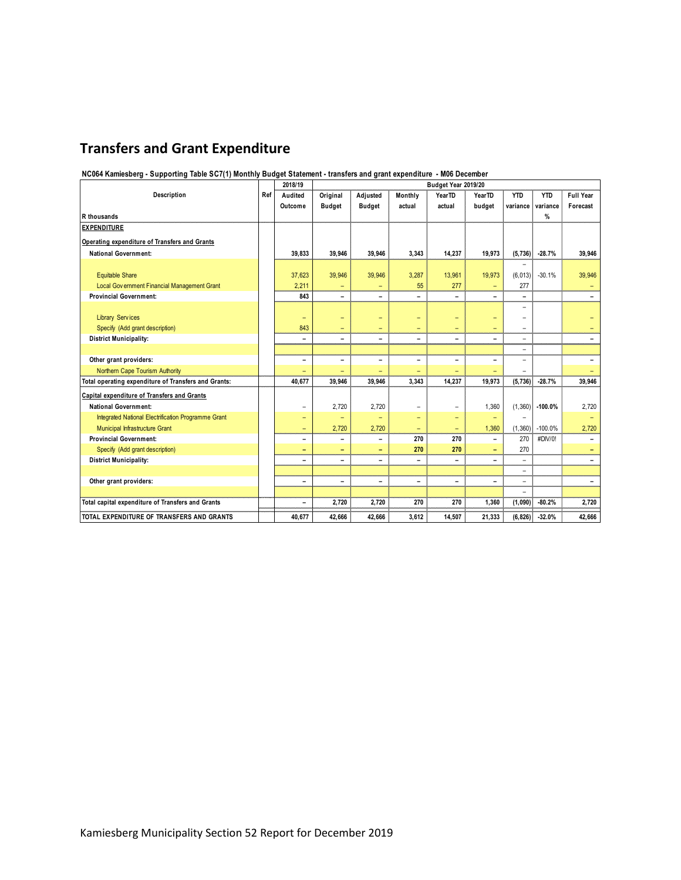# Transfers and Grant Expenditure

**NC064 Kamiesberg - Supporting Table SC7(1) Monthly Budget Statement - transfers and grant expenditure - M06 December**

| Description | Ref | 2018/19 | Budget Year 2019/20 | | | | | | | |
|---|---|---|---|---|---|---|---|---|---|---|
| | | Audited Outcome | Original Budget | Adjusted Budget | Monthly actual | YearTD actual | YearTD budget | YTD variance | YTD variance % | Full Year Forecast |
| R thousands | | | | | | | | | | |
| **EXPENDITURE** | | | | | | | | | | |
| **Operating expenditure of Transfers and Grants** | | | | | | | | | | |
| **National Government:** | | 39,833 | 39,946 | 39,946 | 3,343 | 14,237 | 19,973 | (5,736) | -28.7% | 39,946 |
| | | | | | | | | – | | |
| Equitable Share | | 37,623 | 39,946 | 39,946 | 3,287 | 13,961 | 19,973 | (6,013) | -30.1% | 39,946 |
| Local Government Financial Management Grant | | 2,211 | – | – | 55 | 277 | – | 277 | | – |
| **Provincial Government:** | | 843 | – | – | – | – | – | – | | – |
| | | | | | | | | – | | |
| Library Services | | – | – | – | – | – | – | – | | – |
| Specify (Add grant description) | | 843 | – | – | – | – | – | – | | – |
| **District Municipality:** | | – | – | – | – | – | – | – | | – |
| | | | | | | | | – | | |
| **Other grant providers:** | | – | – | – | – | – | – | – | | – |
| Northern Cape Tourism Authority | | – | – | – | – | – | – | – | | – |
| **Total operating expenditure of Transfers and Grants:** | | 40,677 | 39,946 | 39,946 | 3,343 | 14,237 | 19,973 | (5,736) | -28.7% | 39,946 |
| **Capital expenditure of Transfers and Grants** | | | | | | | | | | |
| **National Government:** | | – | 2,720 | 2,720 | – | – | 1,360 | (1,360) | -100.0% | 2,720 |
| Integrated National Electrification Programme Grant | | – | – | – | – | – | – | – | | – |
| Municipal Infrastructure Grant | | – | 2,720 | 2,720 | – | – | 1,360 | (1,360) | -100.0% | 2,720 |
| **Provincial Government:** | | – | – | – | 270 | 270 | – | 270 | #DIV/0! | – |
| Specify (Add grant description) | | – | – | – | 270 | 270 | – | 270 | | – |
| **District Municipality:** | | – | – | – | – | – | – | – | | – |
| | | | | | | | | – | | |
| **Other grant providers:** | | – | – | – | – | – | – | – | | – |
| | | | | | | | | – | | |
| **Total capital expenditure of Transfers and Grants** | | – | 2,720 | 2,720 | 270 | 270 | 1,360 | (1,090) | -80.2% | 2,720 |
| **TOTAL EXPENDITURE OF TRANSFERS AND GRANTS** | | 40,677 | 42,666 | 42,666 | 3,612 | 14,507 | 21,333 | (6,826) | -32.0% | 42,666 |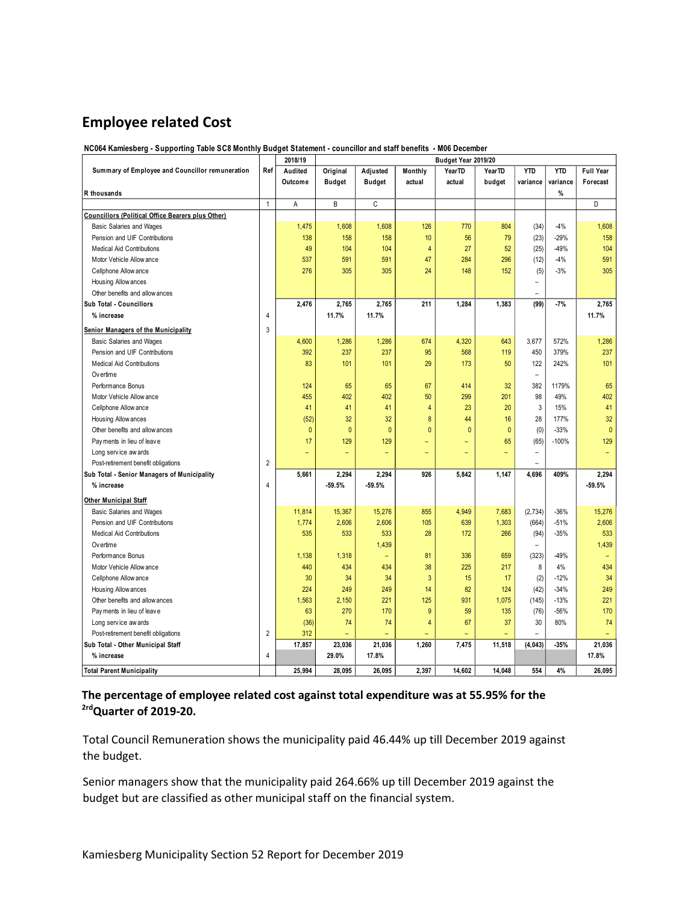## Employee related Cost

**NC064 Kamiesberg - Supporting Table SC8 Monthly Budget Statement - councillor and staff benefits - M06 December**

| Summary of Employee and Councillor remuneration | Ref | 2018/19 | Budget Year 2019/20 | | | | | | | |
|---|---|---|---|---|---|---|---|---|---|---|
| | | Audited Outcome | Original Budget | Adjusted Budget | Monthly actual | YearTD actual | YearTD budget | YTD variance | YTD variance | Full Year Forecast |
| R thousands | | | | | | | | | % | |
| | 1 | A | B | C | | | | | | D |
| **Councillors (Political Office Bearers plus Other)** | | | | | | | | | | |
| Basic Salaries and Wages | | 1,475 | 1,608 | 1,608 | 126 | 770 | 804 | (34) | -4% | 1,608 |
| Pension and UIF Contributions | | 138 | 158 | 158 | 10 | 56 | 79 | (23) | -29% | 158 |
| Medical Aid Contributions | | 49 | 104 | 104 | 4 | 27 | 52 | (25) | -49% | 104 |
| Motor Vehicle Allowance | | 537 | 591 | 591 | 47 | 284 | 296 | (12) | -4% | 591 |
| Cellphone Allowance | | 276 | 305 | 305 | 24 | 148 | 152 | (5) | -3% | 305 |
| Housing Allowances | | | | | | | | – | | |
| Other benefits and allowances | | | | | | | | – | | |
| **Sub Total - Councillors** | | **2,476** | **2,765** | **2,765** | **211** | **1,284** | **1,383** | **(99)** | **-7%** | **2,765** |
| **% increase** | 4 | | **11.7%** | **11.7%** | | | | | | **11.7%** |
| **Senior Managers of the Municipality** | 3 | | | | | | | | | |
| Basic Salaries and Wages | | 4,600 | 1,286 | 1,286 | 674 | 4,320 | 643 | 3,677 | 572% | 1,286 |
| Pension and UIF Contributions | | 392 | 237 | 237 | 95 | 568 | 119 | 450 | 379% | 237 |
| Medical Aid Contributions | | 83 | 101 | 101 | 29 | 173 | 50 | 122 | 242% | 101 |
| Overtime | | | | | | | | – | | |
| Performance Bonus | | 124 | 65 | 65 | 67 | 414 | 32 | 382 | 1179% | 65 |
| Motor Vehicle Allowance | | 455 | 402 | 402 | 50 | 299 | 201 | 98 | 49% | 402 |
| Cellphone Allowance | | 41 | 41 | 41 | 4 | 23 | 20 | 3 | 15% | 41 |
| Housing Allowances | | (52) | 32 | 32 | 8 | 44 | 16 | 28 | 177% | 32 |
| Other benefits and allowances | | 0 | 0 | 0 | 0 | 0 | 0 | (0) | -33% | 0 |
| Payments in lieu of leave | | 17 | 129 | 129 | – | – | 65 | (65) | -100% | 129 |
| Long service awards | | – | – | – | – | – | – | – | | – |
| Post-retirement benefit obligations | 2 | | | | | | | – | | |
| **Sub Total - Senior Managers of Municipality** | | **5,661** | **2,294** | **2,294** | **926** | **5,842** | **1,147** | **4,696** | **409%** | **2,294** |
| **% increase** | 4 | | **-59.5%** | **-59.5%** | | | | | | **-59.5%** |
| **Other Municipal Staff** | | | | | | | | | | |
| Basic Salaries and Wages | | 11,814 | 15,367 | 15,276 | 855 | 4,949 | 7,683 | (2,734) | -36% | 15,276 |
| Pension and UIF Contributions | | 1,774 | 2,606 | 2,606 | 105 | 639 | 1,303 | (664) | -51% | 2,606 |
| Medical Aid Contributions | | 535 | 533 | 533 | 28 | 172 | 266 | (94) | -35% | 533 |
| Overtime | | | | 1,439 | | | | – | | 1,439 |
| Performance Bonus | | 1,138 | 1,318 | – | 81 | 336 | 659 | (323) | -49% | – |
| Motor Vehicle Allowance | | 440 | 434 | 434 | 38 | 225 | 217 | 8 | 4% | 434 |
| Cellphone Allowance | | 30 | 34 | 34 | 3 | 15 | 17 | (2) | -12% | 34 |
| Housing Allowances | | 224 | 249 | 249 | 14 | 82 | 124 | (42) | -34% | 249 |
| Other benefits and allowances | | 1,563 | 2,150 | 221 | 125 | 931 | 1,075 | (145) | -13% | 221 |
| Payments in lieu of leave | | 63 | 270 | 170 | 9 | 59 | 135 | (76) | -56% | 170 |
| Long service awards | | (36) | 74 | 74 | 4 | 67 | 37 | 30 | 80% | 74 |
| Post-retirement benefit obligations | 2 | 312 | – | – | – | – | – | – | | – |
| **Sub Total - Other Municipal Staff** | | **17,857** | **23,036** | **21,036** | **1,260** | **7,475** | **11,518** | **(4,043)** | **-35%** | **21,036** |
| **% increase** | 4 | | **29.0%** | **17.8%** | | | | | | **17.8%** |
| **Total Parent Municipality** | | **25,994** | **28,095** | **26,095** | **2,397** | **14,602** | **14,048** | **554** | **4%** | **26,095** |

**The percentage of employee related cost against total expenditure was at 55.95% for the 2rd Quarter of 2019-20.**

Total Council Remuneration shows the municipality paid 46.44% up till December 2019 against the budget.

Senior managers show that the municipality paid 264.66% up till December 2019 against the budget but are classified as other municipal staff on the financial system.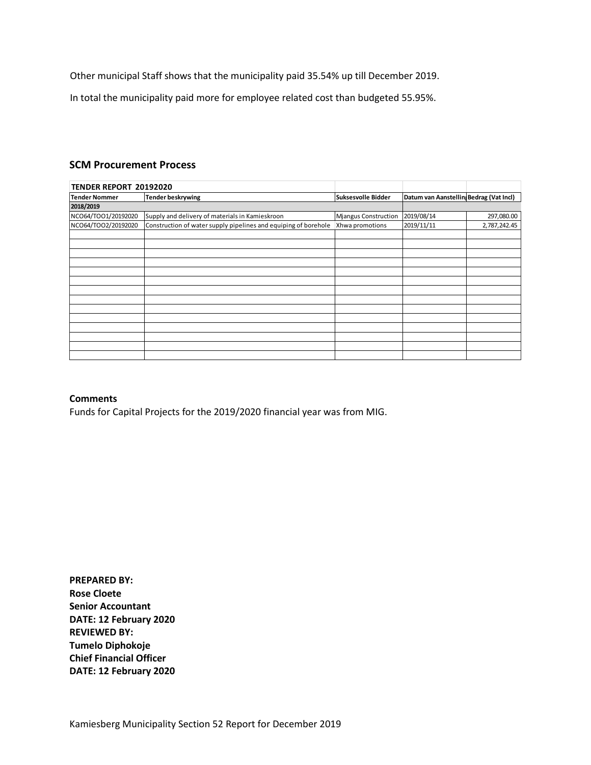Other municipal Staff shows that the municipality paid 35.54% up till December 2019.

In total the municipality paid more for employee related cost than budgeted 55.95%.

### SCM Procurement Process

| TENDER REPORT 20192020 | | | | |
|---|---|---|---|---|
| **Tender Nommer** | **Tender beskrywing** | **Suksesvolle Bidder** | **Datum van Aanstelling** | **Bedrag (Vat Incl)** |
| **2018/2019** | | | | |
| NCO64/TOO1/20192020 | Supply and delivery of materials in Kamieskroon | Mjangus Construction | 2019/08/14 | 297,080.00 |
| NCO64/TOO2/20192020 | Construction of water supply pipelines and equiping of borehole | Xhwa promotions | 2019/11/11 | 2,787,242.45 |
| | | | | |
| | | | | |
| | | | | |
| | | | | |
| | | | | |
| | | | | |
| | | | | |
| | | | | |
| | | | | |
| | | | | |
| | | | | |
| | | | | |
| | | | | |
| | | | | |

**Comments**

Funds for Capital Projects for the 2019/2020 financial year was from MIG.

**PREPARED BY:**
**Rose Cloete**
**Senior Accountant**
**DATE: 12 February 2020**
**REVIEWED BY:**
**Tumelo Diphokoje**
**Chief Financial Officer**
**DATE: 12 February 2020**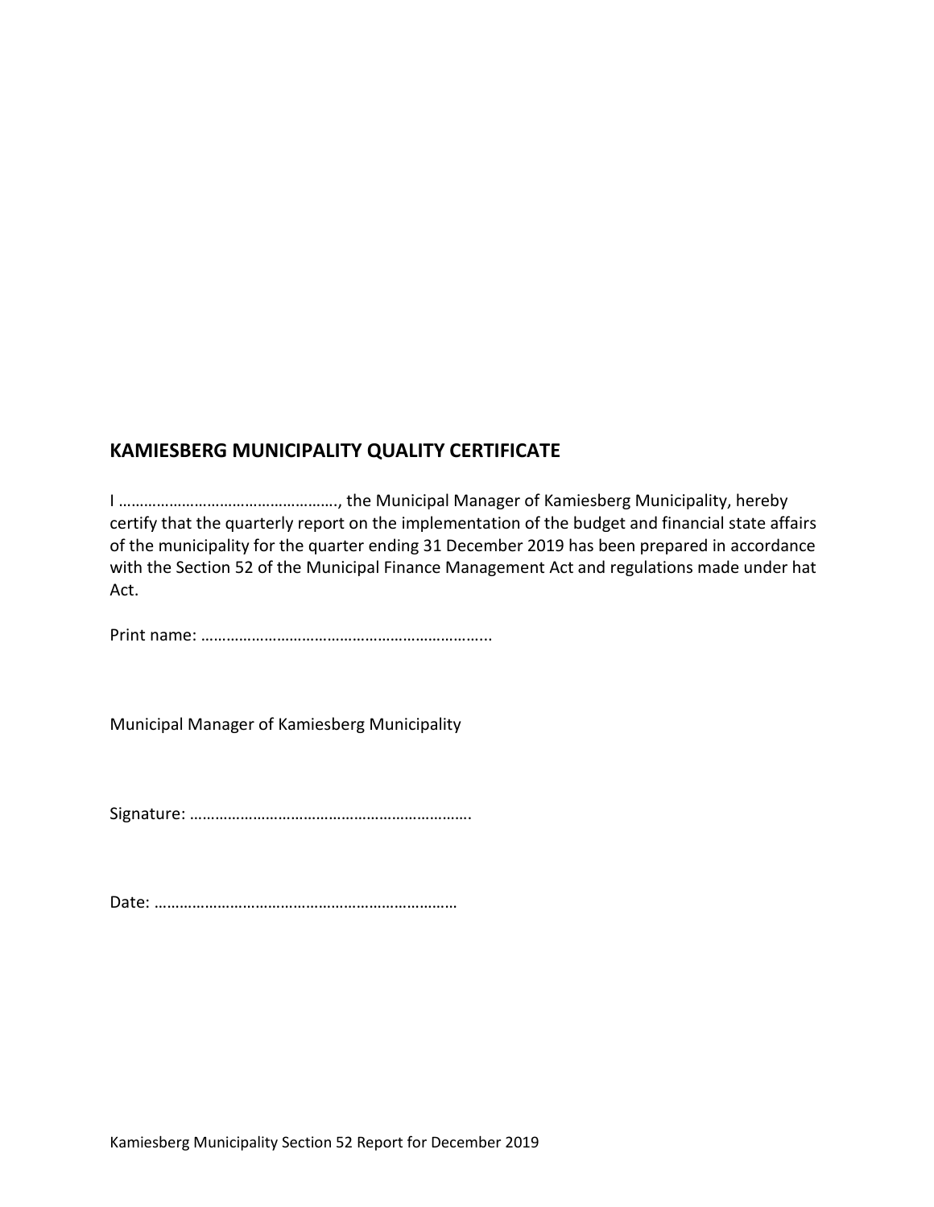## KAMIESBERG MUNICIPALITY QUALITY CERTIFICATE

I ……………………………………………., the Municipal Manager of Kamiesberg Municipality, hereby certify that the quarterly report on the implementation of the budget and financial state affairs of the municipality for the quarter ending 31 December 2019 has been prepared in accordance with the Section 52 of the Municipal Finance Management Act and regulations made under hat Act.

Print name: …………………………………………………………..

Municipal Manager of Kamiesberg Municipality

Signature: ………………………………………………………….

Date: ………………………………………………………………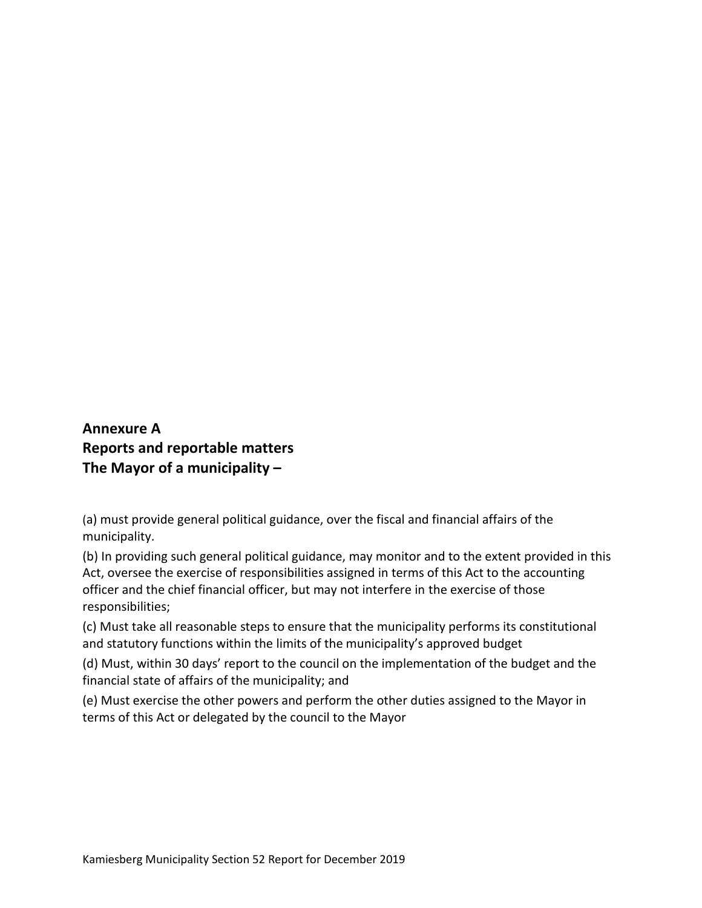**Annexure A**
**Reports and reportable matters**
**The Mayor of a municipality –**

(a) must provide general political guidance, over the fiscal and financial affairs of the municipality.

(b) In providing such general political guidance, may monitor and to the extent provided in this Act, oversee the exercise of responsibilities assigned in terms of this Act to the accounting officer and the chief financial officer, but may not interfere in the exercise of those responsibilities;

(c) Must take all reasonable steps to ensure that the municipality performs its constitutional and statutory functions within the limits of the municipality's approved budget

(d) Must, within 30 days' report to the council on the implementation of the budget and the financial state of affairs of the municipality; and

(e) Must exercise the other powers and perform the other duties assigned to the Mayor in terms of this Act or delegated by the council to the Mayor